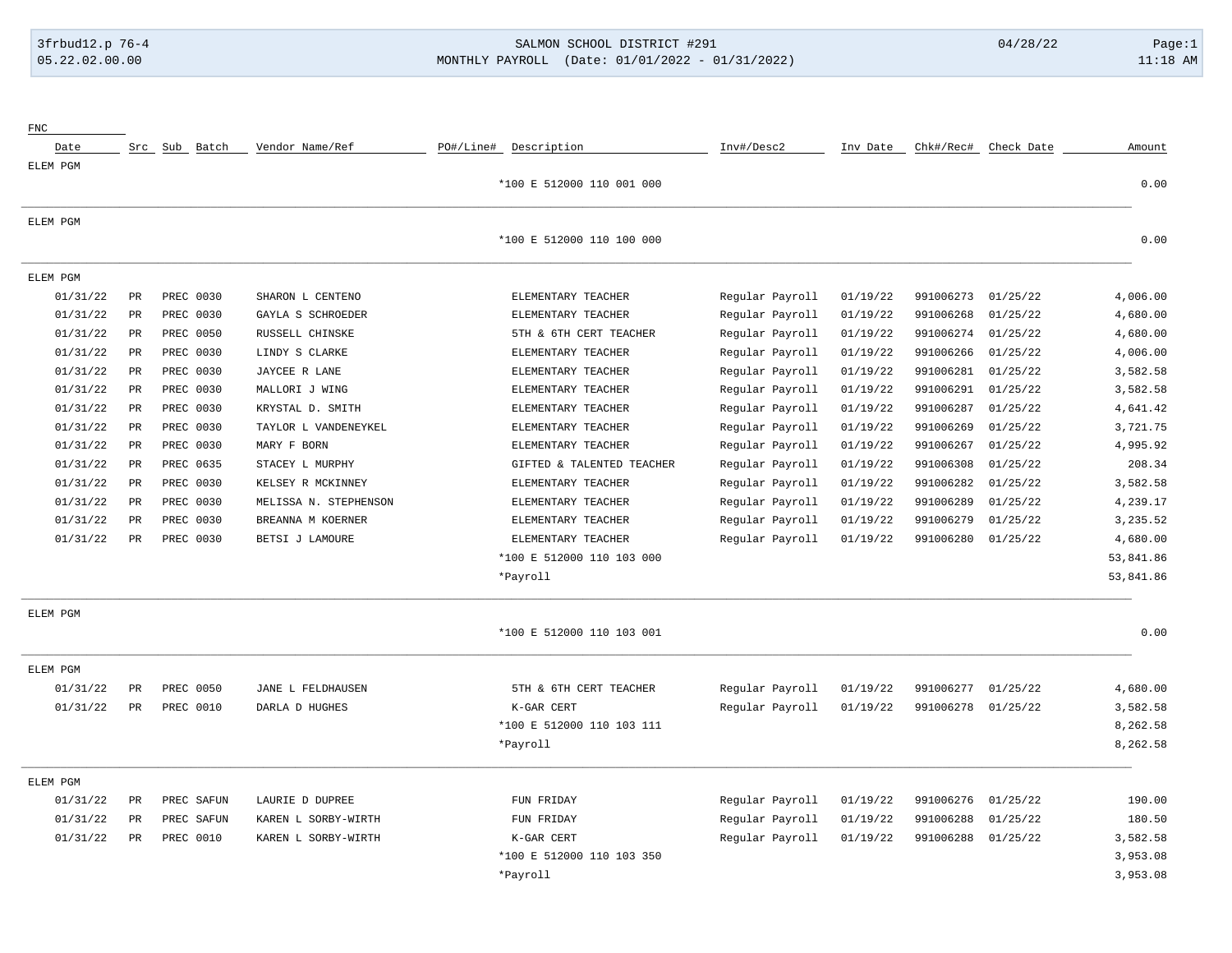SALMON SCHOOL DISTRICT #291

MONTHLY PAYROLL (Date: 01/01/2022 - 01/31/2022)

| FNC Date | Src | Sub | Batch | Vendor Name/Ref | PO#/Line# | Description | Inv#/Desc2 | Inv Date | Chk#/Rec# | Check Date | Amount |
|---|---|---|---|---|---|---|---|---|---|---|---|
| ELEM PGM | | | | | | | | | | | |
| | | | | | | *100 E 512000 110 001 000 | | | | | 0.00 |
| ELEM PGM | | | | | | | | | | | |
| | | | | | | *100 E 512000 110 100 000 | | | | | 0.00 |
| ELEM PGM | | | | | | | | | | | |
| 01/31/22 | PR | PREC | 0030 | SHARON L CENTENO | | ELEMENTARY TEACHER | Regular Payroll | 01/19/22 | 991006273 | 01/25/22 | 4,006.00 |
| 01/31/22 | PR | PREC | 0030 | GAYLA S SCHROEDER | | ELEMENTARY TEACHER | Regular Payroll | 01/19/22 | 991006268 | 01/25/22 | 4,680.00 |
| 01/31/22 | PR | PREC | 0050 | RUSSELL CHINSKE | | 5TH & 6TH CERT TEACHER | Regular Payroll | 01/19/22 | 991006274 | 01/25/22 | 4,680.00 |
| 01/31/22 | PR | PREC | 0030 | LINDY S CLARKE | | ELEMENTARY TEACHER | Regular Payroll | 01/19/22 | 991006266 | 01/25/22 | 4,006.00 |
| 01/31/22 | PR | PREC | 0030 | JAYCEE R LANE | | ELEMENTARY TEACHER | Regular Payroll | 01/19/22 | 991006281 | 01/25/22 | 3,582.58 |
| 01/31/22 | PR | PREC | 0030 | MALLORI J WING | | ELEMENTARY TEACHER | Regular Payroll | 01/19/22 | 991006291 | 01/25/22 | 3,582.58 |
| 01/31/22 | PR | PREC | 0030 | KRYSTAL D. SMITH | | ELEMENTARY TEACHER | Regular Payroll | 01/19/22 | 991006287 | 01/25/22 | 4,641.42 |
| 01/31/22 | PR | PREC | 0030 | TAYLOR L VANDENEYKEL | | ELEMENTARY TEACHER | Regular Payroll | 01/19/22 | 991006269 | 01/25/22 | 3,721.75 |
| 01/31/22 | PR | PREC | 0030 | MARY F BORN | | ELEMENTARY TEACHER | Regular Payroll | 01/19/22 | 991006267 | 01/25/22 | 4,995.92 |
| 01/31/22 | PR | PREC | 0635 | STACEY L MURPHY | | GIFTED & TALENTED TEACHER | Regular Payroll | 01/19/22 | 991006308 | 01/25/22 | 208.34 |
| 01/31/22 | PR | PREC | 0030 | KELSEY R MCKINNEY | | ELEMENTARY TEACHER | Regular Payroll | 01/19/22 | 991006282 | 01/25/22 | 3,582.58 |
| 01/31/22 | PR | PREC | 0030 | MELISSA N. STEPHENSON | | ELEMENTARY TEACHER | Regular Payroll | 01/19/22 | 991006289 | 01/25/22 | 4,239.17 |
| 01/31/22 | PR | PREC | 0030 | BREANNA M KOERNER | | ELEMENTARY TEACHER | Regular Payroll | 01/19/22 | 991006279 | 01/25/22 | 3,235.52 |
| 01/31/22 | PR | PREC | 0030 | BETSI J LAMOURE | | ELEMENTARY TEACHER | Regular Payroll | 01/19/22 | 991006280 | 01/25/22 | 4,680.00 |
| | | | | | | *100 E 512000 110 103 000 | | | | | 53,841.86 |
| | | | | | | *Payroll | | | | | 53,841.86 |
| ELEM PGM | | | | | | | | | | | |
| | | | | | | *100 E 512000 110 103 001 | | | | | 0.00 |
| ELEM PGM | | | | | | | | | | | |
| 01/31/22 | PR | PREC | 0050 | JANE L FELDHAUSEN | | 5TH & 6TH CERT TEACHER | Regular Payroll | 01/19/22 | 991006277 | 01/25/22 | 4,680.00 |
| 01/31/22 | PR | PREC | 0010 | DARLA D HUGHES | | K-GAR CERT | Regular Payroll | 01/19/22 | 991006278 | 01/25/22 | 3,582.58 |
| | | | | | | *100 E 512000 110 103 111 | | | | | 8,262.58 |
| | | | | | | *Payroll | | | | | 8,262.58 |
| ELEM PGM | | | | | | | | | | | |
| 01/31/22 | PR | PREC | SAFUN | LAURIE D DUPREE | | FUN FRIDAY | Regular Payroll | 01/19/22 | 991006276 | 01/25/22 | 190.00 |
| 01/31/22 | PR | PREC | SAFUN | KAREN L SORBY-WIRTH | | FUN FRIDAY | Regular Payroll | 01/19/22 | 991006288 | 01/25/22 | 180.50 |
| 01/31/22 | PR | PREC | 0010 | KAREN L SORBY-WIRTH | | K-GAR CERT | Regular Payroll | 01/19/22 | 991006288 | 01/25/22 | 3,582.58 |
| | | | | | | *100 E 512000 110 103 350 | | | | | 3,953.08 |
| | | | | | | *Payroll | | | | | 3,953.08 |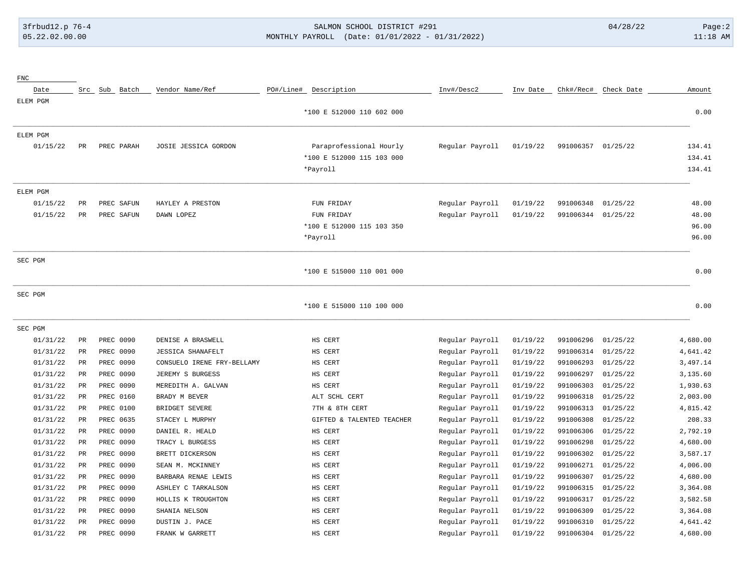| FNC | | | | | | | | | | | |
|---|---|---|---|---|---|---|---|---|---|---|---|
| Date | Src | Sub | Batch | Vendor Name/Ref | PO#/Line# | Description | Inv#/Desc2 | Inv Date | Chk#/Rec# | Check Date | Amount |
| ELEM PGM | | | | | | | | | | | |
| | | | | | | *100 E 512000 110 602 000 | | | | | 0.00 |
| ELEM PGM | | | | | | | | | | | |
| 01/15/22 | PR | PREC | PARAH | JOSIE JESSICA GORDON | | Paraprofessional Hourly | Regular Payroll | 01/19/22 | 991006357 | 01/25/22 | 134.41 |
| | | | | | | *100 E 512000 115 103 000 | | | | | 134.41 |
| | | | | | | *Payroll | | | | | 134.41 |
| ELEM PGM | | | | | | | | | | | |
| 01/15/22 | PR | PREC | SAFUN | HAYLEY A PRESTON | | FUN FRIDAY | Regular Payroll | 01/19/22 | 991006348 | 01/25/22 | 48.00 |
| 01/15/22 | PR | PREC | SAFUN | DAWN LOPEZ | | FUN FRIDAY | Regular Payroll | 01/19/22 | 991006344 | 01/25/22 | 48.00 |
| | | | | | | *100 E 512000 115 103 350 | | | | | 96.00 |
| | | | | | | *Payroll | | | | | 96.00 |
| SEC PGM | | | | | | | | | | | |
| | | | | | | *100 E 515000 110 001 000 | | | | | 0.00 |
| SEC PGM | | | | | | | | | | | |
| | | | | | | *100 E 515000 110 100 000 | | | | | 0.00 |
| SEC PGM | | | | | | | | | | | |
| 01/31/22 | PR | PREC | 0090 | DENISE A BRASWELL | | HS CERT | Regular Payroll | 01/19/22 | 991006296 | 01/25/22 | 4,680.00 |
| 01/31/22 | PR | PREC | 0090 | JESSICA SHANAFELT | | HS CERT | Regular Payroll | 01/19/22 | 991006314 | 01/25/22 | 4,641.42 |
| 01/31/22 | PR | PREC | 0090 | CONSUELO IRENE FRY-BELLAMY | | HS CERT | Regular Payroll | 01/19/22 | 991006293 | 01/25/22 | 3,497.14 |
| 01/31/22 | PR | PREC | 0090 | JEREMY S BURGESS | | HS CERT | Regular Payroll | 01/19/22 | 991006297 | 01/25/22 | 3,135.60 |
| 01/31/22 | PR | PREC | 0090 | MEREDITH A. GALVAN | | HS CERT | Regular Payroll | 01/19/22 | 991006303 | 01/25/22 | 1,930.63 |
| 01/31/22 | PR | PREC | 0160 | BRADY M BEVER | | ALT SCHL CERT | Regular Payroll | 01/19/22 | 991006318 | 01/25/22 | 2,003.00 |
| 01/31/22 | PR | PREC | 0100 | BRIDGET SEVERE | | 7TH & 8TH CERT | Regular Payroll | 01/19/22 | 991006313 | 01/25/22 | 4,815.42 |
| 01/31/22 | PR | PREC | 0635 | STACEY L MURPHY | | GIFTED & TALENTED TEACHER | Regular Payroll | 01/19/22 | 991006308 | 01/25/22 | 208.33 |
| 01/31/22 | PR | PREC | 0090 | DANIEL R. HEALD | | HS CERT | Regular Payroll | 01/19/22 | 991006306 | 01/25/22 | 2,792.19 |
| 01/31/22 | PR | PREC | 0090 | TRACY L BURGESS | | HS CERT | Regular Payroll | 01/19/22 | 991006298 | 01/25/22 | 4,680.00 |
| 01/31/22 | PR | PREC | 0090 | BRETT DICKERSON | | HS CERT | Regular Payroll | 01/19/22 | 991006302 | 01/25/22 | 3,587.17 |
| 01/31/22 | PR | PREC | 0090 | SEAN M. MCKINNEY | | HS CERT | Regular Payroll | 01/19/22 | 991006271 | 01/25/22 | 4,006.00 |
| 01/31/22 | PR | PREC | 0090 | BARBARA RENAE LEWIS | | HS CERT | Regular Payroll | 01/19/22 | 991006307 | 01/25/22 | 4,680.00 |
| 01/31/22 | PR | PREC | 0090 | ASHLEY C TARKALSON | | HS CERT | Regular Payroll | 01/19/22 | 991006315 | 01/25/22 | 3,364.08 |
| 01/31/22 | PR | PREC | 0090 | HOLLIS K TROUGHTON | | HS CERT | Regular Payroll | 01/19/22 | 991006317 | 01/25/22 | 3,582.58 |
| 01/31/22 | PR | PREC | 0090 | SHANIA NELSON | | HS CERT | Regular Payroll | 01/19/22 | 991006309 | 01/25/22 | 3,364.08 |
| 01/31/22 | PR | PREC | 0090 | DUSTIN J. PACE | | HS CERT | Regular Payroll | 01/19/22 | 991006310 | 01/25/22 | 4,641.42 |
| 01/31/22 | PR | PREC | 0090 | FRANK W GARRETT | | HS CERT | Regular Payroll | 01/19/22 | 991006304 | 01/25/22 | 4,680.00 |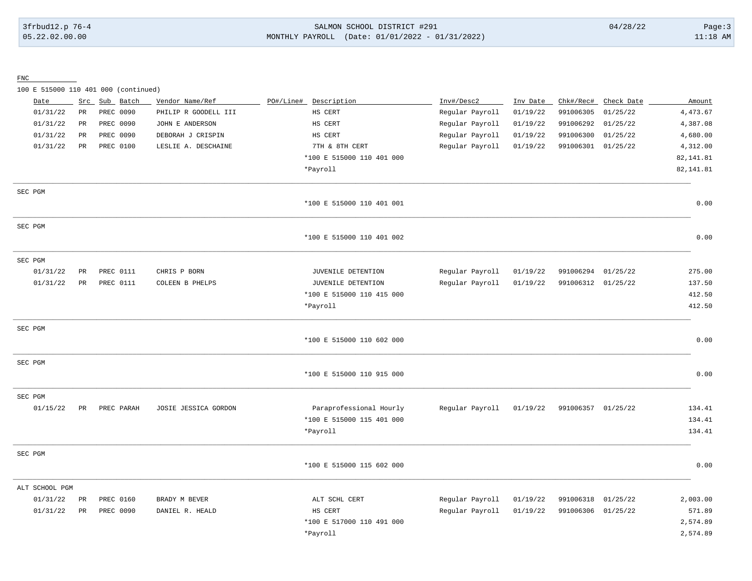FNC

100 E 515000 110 401 000 (continued)

| Date | Src | Sub | Batch | Vendor Name/Ref | PO#/Line# | Description | Inv#/Desc2 | Inv Date | Chk#/Rec# | Check Date | Amount |
|---|---|---|---|---|---|---|---|---|---|---|---|
| 01/31/22 | PR | PREC | 0090 | PHILIP R GOODELL III | | HS CERT | Regular Payroll | 01/19/22 | 991006305 | 01/25/22 | 4,473.67 |
| 01/31/22 | PR | PREC | 0090 | JOHN E ANDERSON | | HS CERT | Regular Payroll | 01/19/22 | 991006292 | 01/25/22 | 4,387.08 |
| 01/31/22 | PR | PREC | 0090 | DEBORAH J CRISPIN | | HS CERT | Regular Payroll | 01/19/22 | 991006300 | 01/25/22 | 4,680.00 |
| 01/31/22 | PR | PREC | 0100 | LESLIE A. DESCHAINE | | 7TH & 8TH CERT | Regular Payroll | 01/19/22 | 991006301 | 01/25/22 | 4,312.00 |
| | | | | | | *100 E 515000 110 401 000 | | | | | 82,141.81 |
| | | | | | | *Payroll | | | | | 82,141.81 |
| SEC PGM | | | | | | | | | | | |
| | | | | | | *100 E 515000 110 401 001 | | | | | 0.00 |
| SEC PGM | | | | | | | | | | | |
| | | | | | | *100 E 515000 110 401 002 | | | | | 0.00 |
| SEC PGM | | | | | | | | | | | |
| 01/31/22 | PR | PREC | 0111 | CHRIS P BORN | | JUVENILE DETENTION | Regular Payroll | 01/19/22 | 991006294 | 01/25/22 | 275.00 |
| 01/31/22 | PR | PREC | 0111 | COLEEN B PHELPS | | JUVENILE DETENTION | Regular Payroll | 01/19/22 | 991006312 | 01/25/22 | 137.50 |
| | | | | | | *100 E 515000 110 415 000 | | | | | 412.50 |
| | | | | | | *Payroll | | | | | 412.50 |
| SEC PGM | | | | | | | | | | | |
| | | | | | | *100 E 515000 110 602 000 | | | | | 0.00 |
| SEC PGM | | | | | | | | | | | |
| | | | | | | *100 E 515000 110 915 000 | | | | | 0.00 |
| SEC PGM | | | | | | | | | | | |
| 01/15/22 | PR | PREC | PARAH | JOSIE JESSICA GORDON | | Paraprofessional Hourly | Regular Payroll | 01/19/22 | 991006357 | 01/25/22 | 134.41 |
| | | | | | | *100 E 515000 115 401 000 | | | | | 134.41 |
| | | | | | | *Payroll | | | | | 134.41 |
| SEC PGM | | | | | | | | | | | |
| | | | | | | *100 E 515000 115 602 000 | | | | | 0.00 |
| ALT SCHOOL PGM | | | | | | | | | | | |
| 01/31/22 | PR | PREC | 0160 | BRADY M BEVER | | ALT SCHL CERT | Regular Payroll | 01/19/22 | 991006318 | 01/25/22 | 2,003.00 |
| 01/31/22 | PR | PREC | 0090 | DANIEL R. HEALD | | HS CERT | Regular Payroll | 01/19/22 | 991006306 | 01/25/22 | 571.89 |
| | | | | | | *100 E 517000 110 491 000 | | | | | 2,574.89 |
| | | | | | | *Payroll | | | | | 2,574.89 |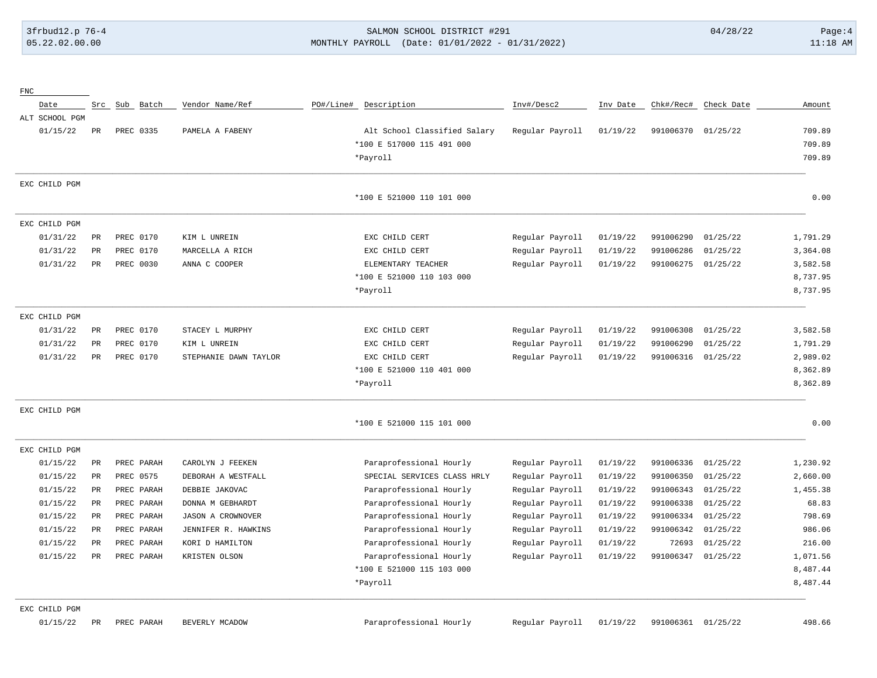| Date | Src | Sub | Batch | Vendor Name/Ref | PO#/Line# | Description | Inv#/Desc2 | Inv Date | Chk#/Rec# | Check Date | Amount |
|---|---|---|---|---|---|---|---|---|---|---|---|
| **FNC** | | | | | | | | | | | |
| ALT SCHOOL PGM | | | | | | | | | | | |
| 01/15/22 | PR | PREC | 0335 | PAMELA A FABENY | | Alt School Classified Salary | Regular Payroll | 01/19/22 | 991006370 | 01/25/22 | 709.89 |
| | | | | | | *100 E 517000 115 491 000 | | | | | 709.89 |
| | | | | | | *Payroll | | | | | 709.89 |
| EXC CHILD PGM | | | | | | | | | | | |
| | | | | | | *100 E 521000 110 101 000 | | | | | 0.00 |
| EXC CHILD PGM | | | | | | | | | | | |
| 01/31/22 | PR | PREC | 0170 | KIM L UNREIN | | EXC CHILD CERT | Regular Payroll | 01/19/22 | 991006290 | 01/25/22 | 1,791.29 |
| 01/31/22 | PR | PREC | 0170 | MARCELLA A RICH | | EXC CHILD CERT | Regular Payroll | 01/19/22 | 991006286 | 01/25/22 | 3,364.08 |
| 01/31/22 | PR | PREC | 0030 | ANNA C COOPER | | ELEMENTARY TEACHER | Regular Payroll | 01/19/22 | 991006275 | 01/25/22 | 3,582.58 |
| | | | | | | *100 E 521000 110 103 000 | | | | | 8,737.95 |
| | | | | | | *Payroll | | | | | 8,737.95 |
| EXC CHILD PGM | | | | | | | | | | | |
| 01/31/22 | PR | PREC | 0170 | STACEY L MURPHY | | EXC CHILD CERT | Regular Payroll | 01/19/22 | 991006308 | 01/25/22 | 3,582.58 |
| 01/31/22 | PR | PREC | 0170 | KIM L UNREIN | | EXC CHILD CERT | Regular Payroll | 01/19/22 | 991006290 | 01/25/22 | 1,791.29 |
| 01/31/22 | PR | PREC | 0170 | STEPHANIE DAWN TAYLOR | | EXC CHILD CERT | Regular Payroll | 01/19/22 | 991006316 | 01/25/22 | 2,989.02 |
| | | | | | | *100 E 521000 110 401 000 | | | | | 8,362.89 |
| | | | | | | *Payroll | | | | | 8,362.89 |
| EXC CHILD PGM | | | | | | | | | | | |
| | | | | | | *100 E 521000 115 101 000 | | | | | 0.00 |
| EXC CHILD PGM | | | | | | | | | | | |
| 01/15/22 | PR | PREC | PARAH | CAROLYN J FEEKEN | | Paraprofessional Hourly | Regular Payroll | 01/19/22 | 991006336 | 01/25/22 | 1,230.92 |
| 01/15/22 | PR | PREC | 0575 | DEBORAH A WESTFALL | | SPECIAL SERVICES CLASS HRLY | Regular Payroll | 01/19/22 | 991006350 | 01/25/22 | 2,660.00 |
| 01/15/22 | PR | PREC | PARAH | DEBBIE JAKOVAC | | Paraprofessional Hourly | Regular Payroll | 01/19/22 | 991006343 | 01/25/22 | 1,455.38 |
| 01/15/22 | PR | PREC | PARAH | DONNA M GEBHARDT | | Paraprofessional Hourly | Regular Payroll | 01/19/22 | 991006338 | 01/25/22 | 68.83 |
| 01/15/22 | PR | PREC | PARAH | JASON A CROWNOVER | | Paraprofessional Hourly | Regular Payroll | 01/19/22 | 991006334 | 01/25/22 | 798.69 |
| 01/15/22 | PR | PREC | PARAH | JENNIFER R. HAWKINS | | Paraprofessional Hourly | Regular Payroll | 01/19/22 | 991006342 | 01/25/22 | 986.06 |
| 01/15/22 | PR | PREC | PARAH | KORI D HAMILTON | | Paraprofessional Hourly | Regular Payroll | 01/19/22 | 72693 | 01/25/22 | 216.00 |
| 01/15/22 | PR | PREC | PARAH | KRISTEN OLSON | | Paraprofessional Hourly | Regular Payroll | 01/19/22 | 991006347 | 01/25/22 | 1,071.56 |
| | | | | | | *100 E 521000 115 103 000 | | | | | 8,487.44 |
| | | | | | | *Payroll | | | | | 8,487.44 |
| EXC CHILD PGM | | | | | | | | | | | |
| 01/15/22 | PR | PREC | PARAH | BEVERLY MCADOW | | Paraprofessional Hourly | Regular Payroll | 01/19/22 | 991006361 | 01/25/22 | 498.66 |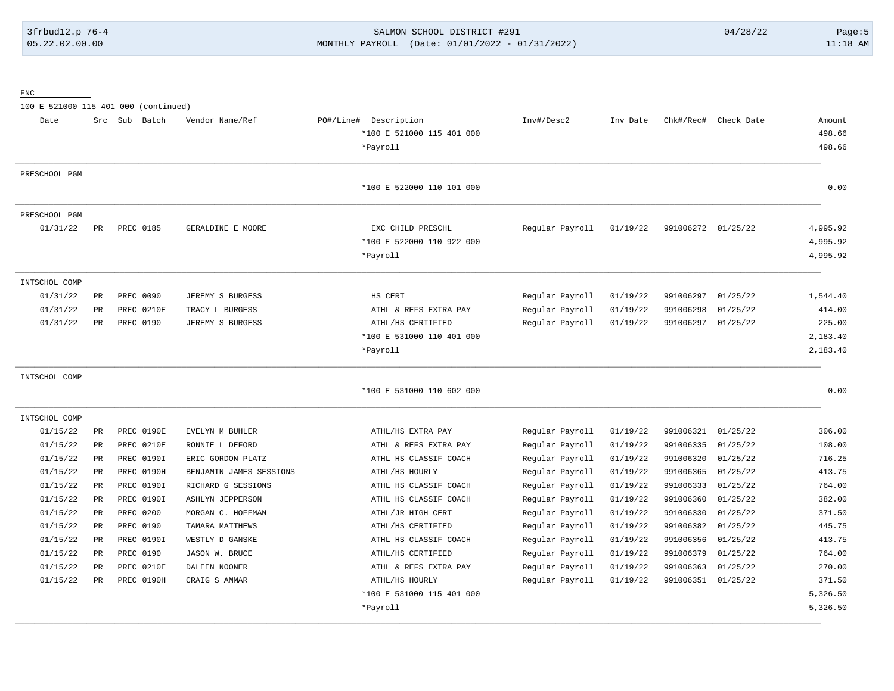FNC

100 E 521000 115 401 000 (continued)

| Date | Src | Sub | Batch | Vendor Name/Ref | PO#/Line# | Description | Inv#/Desc2 | Inv Date | Chk#/Rec# | Check Date | Amount |
|---|---|---|---|---|---|---|---|---|---|---|---|
| | | | | | | *100 E 521000 115 401 000 | | | | | 498.66 |
| | | | | | | *Payroll | | | | | 498.66 |
| PRESCHOOL PGM | | | | | | | | | | | |
| | | | | | | *100 E 522000 110 101 000 | | | | | 0.00 |
| PRESCHOOL PGM | | | | | | | | | | | |
| 01/31/22 | PR | PREC | 0185 | GERALDINE E MOORE | | EXC CHILD PRESCHL | Regular Payroll | 01/19/22 | 991006272 | 01/25/22 | 4,995.92 |
| | | | | | | *100 E 522000 110 922 000 | | | | | 4,995.92 |
| | | | | | | *Payroll | | | | | 4,995.92 |
| INTSCHOL COMP | | | | | | | | | | | |
| 01/31/22 | PR | PREC | 0090 | JEREMY S BURGESS | | HS CERT | Regular Payroll | 01/19/22 | 991006297 | 01/25/22 | 1,544.40 |
| 01/31/22 | PR | PREC | 0210E | TRACY L BURGESS | | ATHL & REFS EXTRA PAY | Regular Payroll | 01/19/22 | 991006298 | 01/25/22 | 414.00 |
| 01/31/22 | PR | PREC | 0190 | JEREMY S BURGESS | | ATHL/HS CERTIFIED | Regular Payroll | 01/19/22 | 991006297 | 01/25/22 | 225.00 |
| | | | | | | *100 E 531000 110 401 000 | | | | | 2,183.40 |
| | | | | | | *Payroll | | | | | 2,183.40 |
| INTSCHOL COMP | | | | | | | | | | | |
| | | | | | | *100 E 531000 110 602 000 | | | | | 0.00 |
| INTSCHOL COMP | | | | | | | | | | | |
| 01/15/22 | PR | PREC | 0190E | EVELYN M BUHLER | | ATHL/HS EXTRA PAY | Regular Payroll | 01/19/22 | 991006321 | 01/25/22 | 306.00 |
| 01/15/22 | PR | PREC | 0210E | RONNIE L DEFORD | | ATHL & REFS EXTRA PAY | Regular Payroll | 01/19/22 | 991006335 | 01/25/22 | 108.00 |
| 01/15/22 | PR | PREC | 0190I | ERIC GORDON PLATZ | | ATHL HS CLASSIF COACH | Regular Payroll | 01/19/22 | 991006320 | 01/25/22 | 716.25 |
| 01/15/22 | PR | PREC | 0190H | BENJAMIN JAMES SESSIONS | | ATHL/HS HOURLY | Regular Payroll | 01/19/22 | 991006365 | 01/25/22 | 413.75 |
| 01/15/22 | PR | PREC | 0190I | RICHARD G SESSIONS | | ATHL HS CLASSIF COACH | Regular Payroll | 01/19/22 | 991006333 | 01/25/22 | 764.00 |
| 01/15/22 | PR | PREC | 0190I | ASHLYN JEPPERSON | | ATHL HS CLASSIF COACH | Regular Payroll | 01/19/22 | 991006360 | 01/25/22 | 382.00 |
| 01/15/22 | PR | PREC | 0200 | MORGAN C. HOFFMAN | | ATHL/JR HIGH CERT | Regular Payroll | 01/19/22 | 991006330 | 01/25/22 | 371.50 |
| 01/15/22 | PR | PREC | 0190 | TAMARA MATTHEWS | | ATHL/HS CERTIFIED | Regular Payroll | 01/19/22 | 991006382 | 01/25/22 | 445.75 |
| 01/15/22 | PR | PREC | 0190I | WESTLY D GANSKE | | ATHL HS CLASSIF COACH | Regular Payroll | 01/19/22 | 991006356 | 01/25/22 | 413.75 |
| 01/15/22 | PR | PREC | 0190 | JASON W. BRUCE | | ATHL/HS CERTIFIED | Regular Payroll | 01/19/22 | 991006379 | 01/25/22 | 764.00 |
| 01/15/22 | PR | PREC | 0210E | DALEEN NOONER | | ATHL & REFS EXTRA PAY | Regular Payroll | 01/19/22 | 991006363 | 01/25/22 | 270.00 |
| 01/15/22 | PR | PREC | 0190H | CRAIG S AMMAR | | ATHL/HS HOURLY | Regular Payroll | 01/19/22 | 991006351 | 01/25/22 | 371.50 |
| | | | | | | *100 E 531000 115 401 000 | | | | | 5,326.50 |
| | | | | | | *Payroll | | | | | 5,326.50 |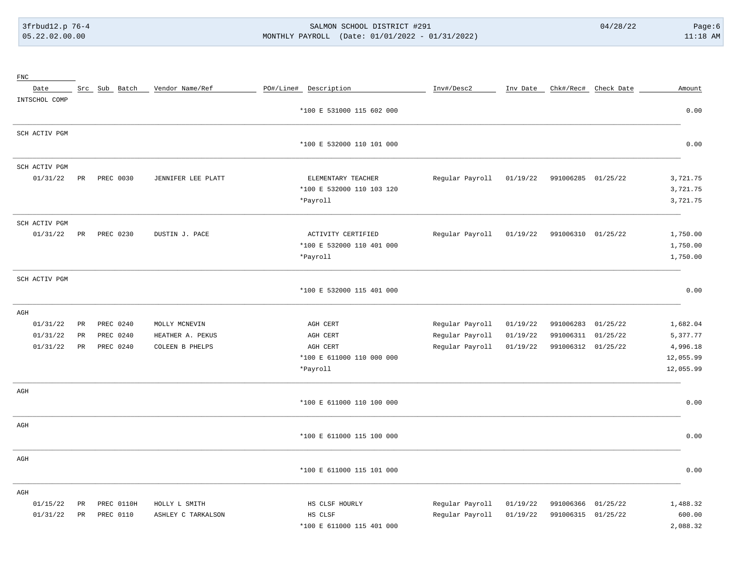| FNC Date | Src | Sub | Batch | Vendor Name/Ref | PO#/Line# | Description | Inv#/Desc2 | Inv Date | Chk#/Rec# | Check Date | Amount |
|---|---|---|---|---|---|---|---|---|---|---|---|
| INTSCHOL COMP | | | | | | | | | | | |
| | | | | | | *100 E 531000 115 602 000 | | | | | 0.00 |
| SCH ACTIV PGM | | | | | | | | | | | |
| | | | | | | *100 E 532000 110 101 000 | | | | | 0.00 |
| SCH ACTIV PGM | | | | | | | | | | | |
| 01/31/22 | PR | PREC | 0030 | JENNIFER LEE PLATT | | ELEMENTARY TEACHER | Regular Payroll | 01/19/22 | 991006285 | 01/25/22 | 3,721.75 |
| | | | | | | *100 E 532000 110 103 120 | | | | | 3,721.75 |
| | | | | | | *Payroll | | | | | 3,721.75 |
| SCH ACTIV PGM | | | | | | | | | | | |
| 01/31/22 | PR | PREC | 0230 | DUSTIN J. PACE | | ACTIVITY CERTIFIED | Regular Payroll | 01/19/22 | 991006310 | 01/25/22 | 1,750.00 |
| | | | | | | *100 E 532000 110 401 000 | | | | | 1,750.00 |
| | | | | | | *Payroll | | | | | 1,750.00 |
| SCH ACTIV PGM | | | | | | | | | | | |
| | | | | | | *100 E 532000 115 401 000 | | | | | 0.00 |
| AGH | | | | | | | | | | | |
| 01/31/22 | PR | PREC | 0240 | MOLLY MCNEVIN | | AGH CERT | Regular Payroll | 01/19/22 | 991006283 | 01/25/22 | 1,682.04 |
| 01/31/22 | PR | PREC | 0240 | HEATHER A. PEKUS | | AGH CERT | Regular Payroll | 01/19/22 | 991006311 | 01/25/22 | 5,377.77 |
| 01/31/22 | PR | PREC | 0240 | COLEEN B PHELPS | | AGH CERT | Regular Payroll | 01/19/22 | 991006312 | 01/25/22 | 4,996.18 |
| | | | | | | *100 E 611000 110 000 000 | | | | | 12,055.99 |
| | | | | | | *Payroll | | | | | 12,055.99 |
| AGH | | | | | | | | | | | |
| | | | | | | *100 E 611000 110 100 000 | | | | | 0.00 |
| AGH | | | | | | | | | | | |
| | | | | | | *100 E 611000 115 100 000 | | | | | 0.00 |
| AGH | | | | | | | | | | | |
| | | | | | | *100 E 611000 115 101 000 | | | | | 0.00 |
| AGH | | | | | | | | | | | |
| 01/15/22 | PR | PREC | 0110H | HOLLY L SMITH | | HS CLSF HOURLY | Regular Payroll | 01/19/22 | 991006366 | 01/25/22 | 1,488.32 |
| 01/31/22 | PR | PREC | 0110 | ASHLEY C TARKALSON | | HS CLSF | Regular Payroll | 01/19/22 | 991006315 | 01/25/22 | 600.00 |
| | | | | | | *100 E 611000 115 401 000 | | | | | 2,088.32 |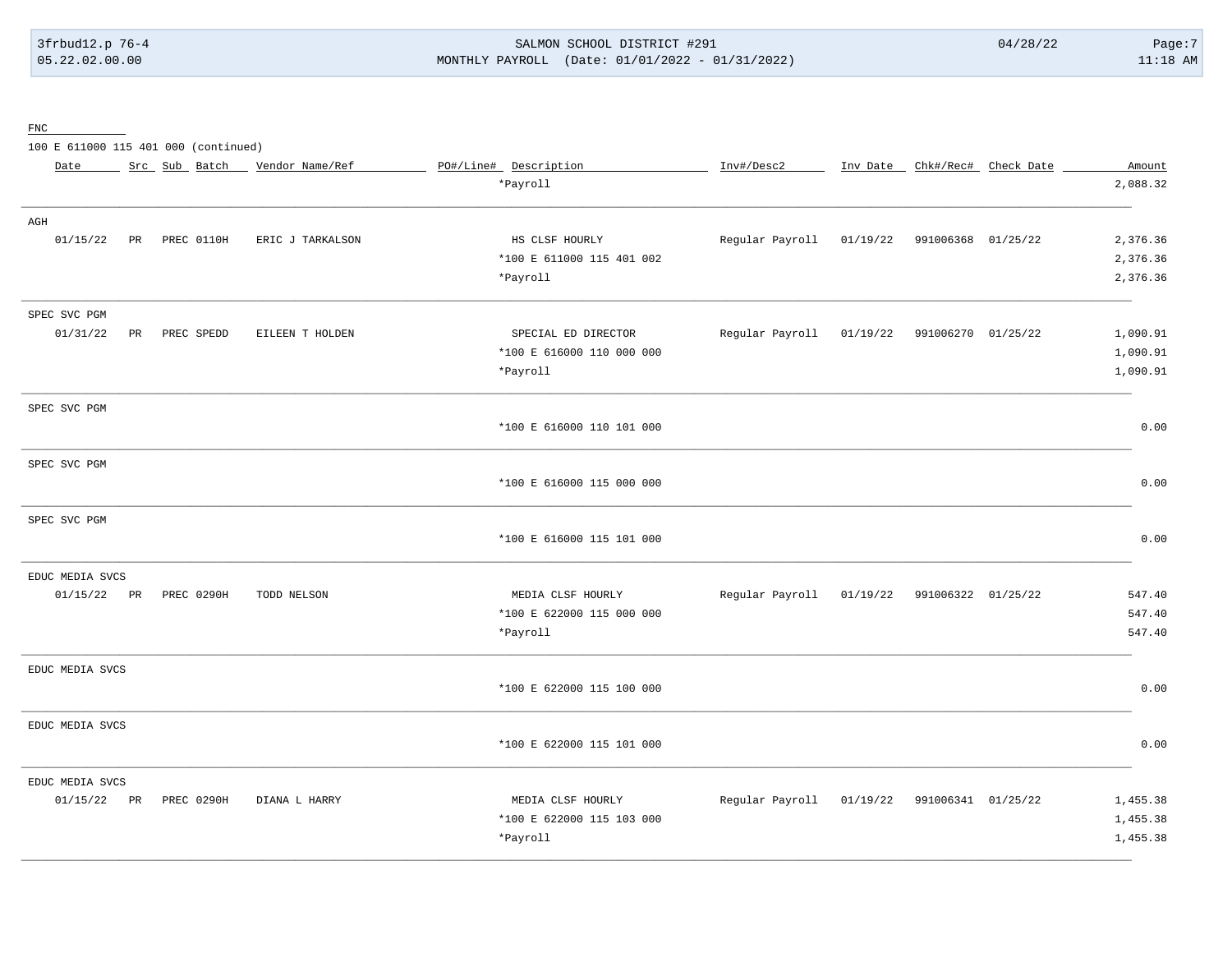FNC

100 E 611000 115 401 000 (continued)

| Date | Src | Sub | Batch | Vendor Name/Ref | PO#/Line# | Description | Inv#/Desc2 | Inv Date | Chk#/Rec# | Check Date | Amount |
|---|---|---|---|---|---|---|---|---|---|---|---|
| | | | | | | *Payroll | | | | | 2,088.32 |
| AGH | | | | | | | | | | | |
| 01/15/22 | PR | PREC | 0110H | ERIC J TARKALSON | | HS CLSF HOURLY | Regular Payroll | 01/19/22 | 991006368 | 01/25/22 | 2,376.36 |
| | | | | | | *100 E 611000 115 401 002 | | | | | 2,376.36 |
| | | | | | | *Payroll | | | | | 2,376.36 |
| SPEC SVC PGM | | | | | | | | | | | |
| 01/31/22 | PR | PREC | SPEDD | EILEEN T HOLDEN | | SPECIAL ED DIRECTOR | Regular Payroll | 01/19/22 | 991006270 | 01/25/22 | 1,090.91 |
| | | | | | | *100 E 616000 110 000 000 | | | | | 1,090.91 |
| | | | | | | *Payroll | | | | | 1,090.91 |
| SPEC SVC PGM | | | | | | | | | | | |
| | | | | | | *100 E 616000 110 101 000 | | | | | 0.00 |
| SPEC SVC PGM | | | | | | | | | | | |
| | | | | | | *100 E 616000 115 000 000 | | | | | 0.00 |
| SPEC SVC PGM | | | | | | | | | | | |
| | | | | | | *100 E 616000 115 101 000 | | | | | 0.00 |
| EDUC MEDIA SVCS | | | | | | | | | | | |
| 01/15/22 | PR | PREC | 0290H | TODD NELSON | | MEDIA CLSF HOURLY | Regular Payroll | 01/19/22 | 991006322 | 01/25/22 | 547.40 |
| | | | | | | *100 E 622000 115 000 000 | | | | | 547.40 |
| | | | | | | *Payroll | | | | | 547.40 |
| EDUC MEDIA SVCS | | | | | | | | | | | |
| | | | | | | *100 E 622000 115 100 000 | | | | | 0.00 |
| EDUC MEDIA SVCS | | | | | | | | | | | |
| | | | | | | *100 E 622000 115 101 000 | | | | | 0.00 |
| EDUC MEDIA SVCS | | | | | | | | | | | |
| 01/15/22 | PR | PREC | 0290H | DIANA L HARRY | | MEDIA CLSF HOURLY | Regular Payroll | 01/19/22 | 991006341 | 01/25/22 | 1,455.38 |
| | | | | | | *100 E 622000 115 103 000 | | | | | 1,455.38 |
| | | | | | | *Payroll | | | | | 1,455.38 |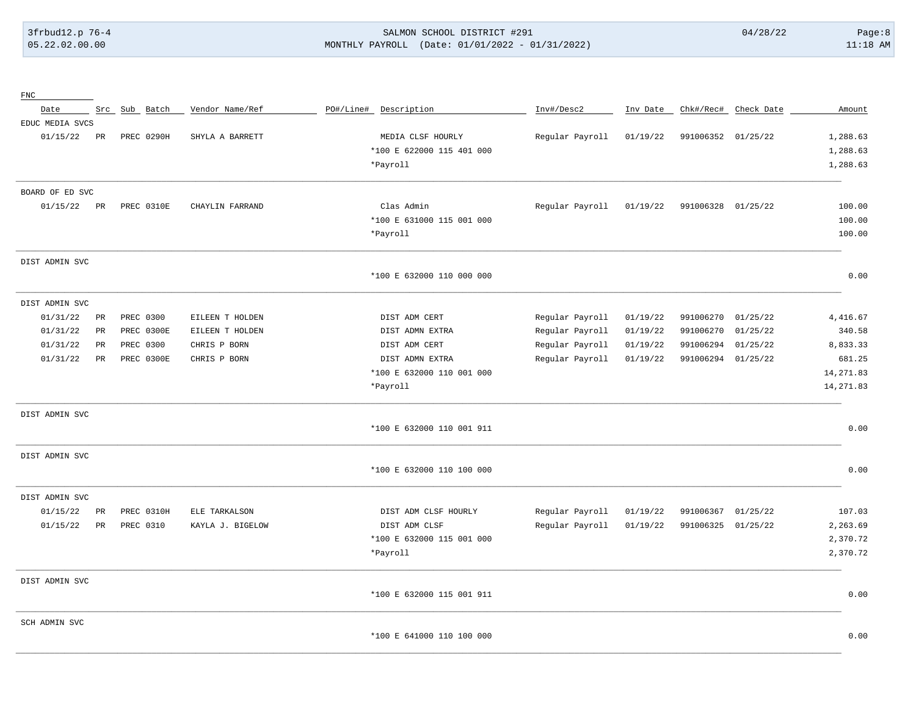| FNC Date | Src | Sub | Batch | Vendor Name/Ref | PO#/Line# | Description | Inv#/Desc2 | Inv Date | Chk#/Rec# | Check Date | Amount |
|---|---|---|---|---|---|---|---|---|---|---|---|
| EDUC MEDIA SVCS | | | | | | | | | | | |
| 01/15/22 | PR | PREC | 0290H | SHYLA A BARRETT | | MEDIA CLSF HOURLY | Regular Payroll | 01/19/22 | 991006352 | 01/25/22 | 1,288.63 |
| | | | | | | *100 E 622000 115 401 000 | | | | | 1,288.63 |
| | | | | | | *Payroll | | | | | 1,288.63 |
| BOARD OF ED SVC | | | | | | | | | | | |
| 01/15/22 | PR | PREC | 0310E | CHAYLIN FARRAND | | Clas Admin | Regular Payroll | 01/19/22 | 991006328 | 01/25/22 | 100.00 |
| | | | | | | *100 E 631000 115 001 000 | | | | | 100.00 |
| | | | | | | *Payroll | | | | | 100.00 |
| DIST ADMIN SVC | | | | | | | | | | | |
| | | | | | | *100 E 632000 110 000 000 | | | | | 0.00 |
| DIST ADMIN SVC | | | | | | | | | | | |
| 01/31/22 | PR | PREC | 0300 | EILEEN T HOLDEN | | DIST ADM CERT | Regular Payroll | 01/19/22 | 991006270 | 01/25/22 | 4,416.67 |
| 01/31/22 | PR | PREC | 0300E | EILEEN T HOLDEN | | DIST ADMN EXTRA | Regular Payroll | 01/19/22 | 991006270 | 01/25/22 | 340.58 |
| 01/31/22 | PR | PREC | 0300 | CHRIS P BORN | | DIST ADM CERT | Regular Payroll | 01/19/22 | 991006294 | 01/25/22 | 8,833.33 |
| 01/31/22 | PR | PREC | 0300E | CHRIS P BORN | | DIST ADMN EXTRA | Regular Payroll | 01/19/22 | 991006294 | 01/25/22 | 681.25 |
| | | | | | | *100 E 632000 110 001 000 | | | | | 14,271.83 |
| | | | | | | *Payroll | | | | | 14,271.83 |
| DIST ADMIN SVC | | | | | | | | | | | |
| | | | | | | *100 E 632000 110 001 911 | | | | | 0.00 |
| DIST ADMIN SVC | | | | | | | | | | | |
| | | | | | | *100 E 632000 110 100 000 | | | | | 0.00 |
| DIST ADMIN SVC | | | | | | | | | | | |
| 01/15/22 | PR | PREC | 0310H | ELE TARKALSON | | DIST ADM CLSF HOURLY | Regular Payroll | 01/19/22 | 991006367 | 01/25/22 | 107.03 |
| 01/15/22 | PR | PREC | 0310 | KAYLA J. BIGELOW | | DIST ADM CLSF | Regular Payroll | 01/19/22 | 991006325 | 01/25/22 | 2,263.69 |
| | | | | | | *100 E 632000 115 001 000 | | | | | 2,370.72 |
| | | | | | | *Payroll | | | | | 2,370.72 |
| DIST ADMIN SVC | | | | | | | | | | | |
| | | | | | | *100 E 632000 115 001 911 | | | | | 0.00 |
| SCH ADMIN SVC | | | | | | | | | | | |
| | | | | | | *100 E 641000 110 100 000 | | | | | 0.00 |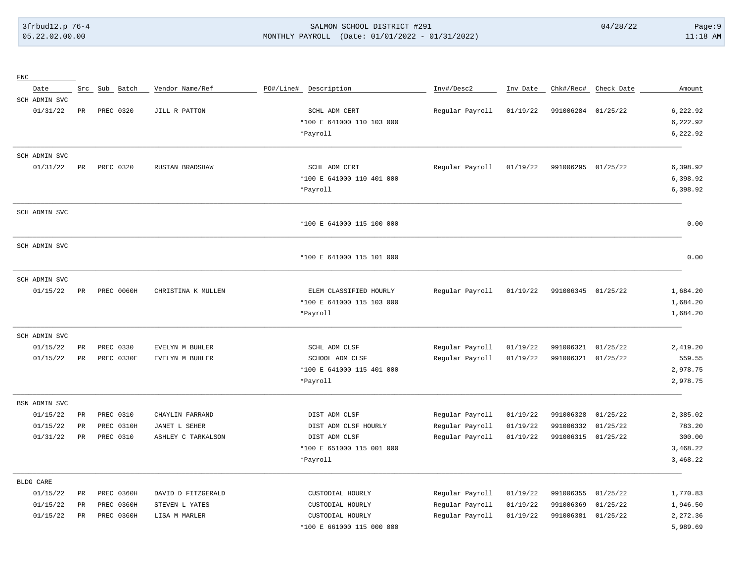| FNC | | | | | | | | | | | |
|---|---|---|---|---|---|---|---|---|---|---|---|
| Date | Src | Sub | Batch | Vendor Name/Ref | PO#/Line# | Description | Inv#/Desc2 | Inv Date | Chk#/Rec# | Check Date | Amount |
| SCH ADMIN SVC | | | | | | | | | | | |
| 01/31/22 | PR | PREC | 0320 | JILL R PATTON | | SCHL ADM CERT | Regular Payroll | 01/19/22 | 991006284 | 01/25/22 | 6,222.92 |
| | | | | | | *100 E 641000 110 103 000 | | | | | 6,222.92 |
| | | | | | | *Payroll | | | | | 6,222.92 |
| SCH ADMIN SVC | | | | | | | | | | | |
| 01/31/22 | PR | PREC | 0320 | RUSTAN BRADSHAW | | SCHL ADM CERT | Regular Payroll | 01/19/22 | 991006295 | 01/25/22 | 6,398.92 |
| | | | | | | *100 E 641000 110 401 000 | | | | | 6,398.92 |
| | | | | | | *Payroll | | | | | 6,398.92 |
| SCH ADMIN SVC | | | | | | | | | | | |
| | | | | | | *100 E 641000 115 100 000 | | | | | 0.00 |
| SCH ADMIN SVC | | | | | | | | | | | |
| | | | | | | *100 E 641000 115 101 000 | | | | | 0.00 |
| SCH ADMIN SVC | | | | | | | | | | | |
| 01/15/22 | PR | PREC | 0060H | CHRISTINA K MULLEN | | ELEM CLASSIFIED HOURLY | Regular Payroll | 01/19/22 | 991006345 | 01/25/22 | 1,684.20 |
| | | | | | | *100 E 641000 115 103 000 | | | | | 1,684.20 |
| | | | | | | *Payroll | | | | | 1,684.20 |
| SCH ADMIN SVC | | | | | | | | | | | |
| 01/15/22 | PR | PREC | 0330 | EVELYN M BUHLER | | SCHL ADM CLSF | Regular Payroll | 01/19/22 | 991006321 | 01/25/22 | 2,419.20 |
| 01/15/22 | PR | PREC | 0330E | EVELYN M BUHLER | | SCHOOL ADM CLSF | Regular Payroll | 01/19/22 | 991006321 | 01/25/22 | 559.55 |
| | | | | | | *100 E 641000 115 401 000 | | | | | 2,978.75 |
| | | | | | | *Payroll | | | | | 2,978.75 |
| BSN ADMIN SVC | | | | | | | | | | | |
| 01/15/22 | PR | PREC | 0310 | CHAYLIN FARRAND | | DIST ADM CLSF | Regular Payroll | 01/19/22 | 991006328 | 01/25/22 | 2,385.02 |
| 01/15/22 | PR | PREC | 0310H | JANET L SEHER | | DIST ADM CLSF HOURLY | Regular Payroll | 01/19/22 | 991006332 | 01/25/22 | 783.20 |
| 01/31/22 | PR | PREC | 0310 | ASHLEY C TARKALSON | | DIST ADM CLSF | Regular Payroll | 01/19/22 | 991006315 | 01/25/22 | 300.00 |
| | | | | | | *100 E 651000 115 001 000 | | | | | 3,468.22 |
| | | | | | | *Payroll | | | | | 3,468.22 |
| BLDG CARE | | | | | | | | | | | |
| 01/15/22 | PR | PREC | 0360H | DAVID D FITZGERALD | | CUSTODIAL HOURLY | Regular Payroll | 01/19/22 | 991006355 | 01/25/22 | 1,770.83 |
| 01/15/22 | PR | PREC | 0360H | STEVEN L YATES | | CUSTODIAL HOURLY | Regular Payroll | 01/19/22 | 991006369 | 01/25/22 | 1,946.50 |
| 01/15/22 | PR | PREC | 0360H | LISA M MARLER | | CUSTODIAL HOURLY | Regular Payroll | 01/19/22 | 991006381 | 01/25/22 | 2,272.36 |
| | | | | | | *100 E 661000 115 000 000 | | | | | 5,989.69 |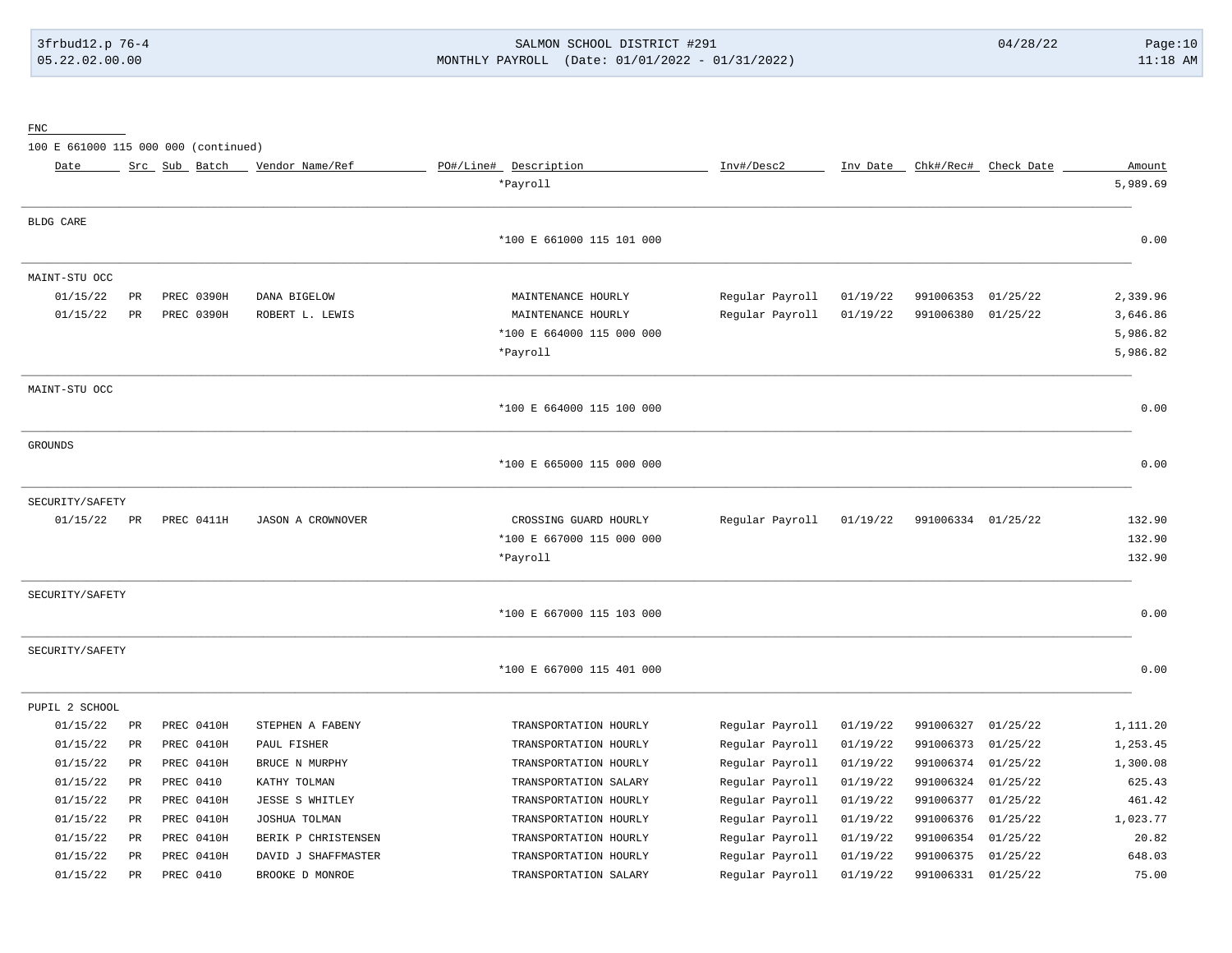FNC

100 E 661000 115 000 000 (continued)

| Date | Src | Sub | Batch | Vendor Name/Ref | PO#/Line# | Description | Inv#/Desc2 | Inv Date | Chk#/Rec# | Check Date | Amount |
|---|---|---|---|---|---|---|---|---|---|---|---|
| | | | | | | *Payroll | | | | | 5,989.69 |
| **BLDG CARE** | | | | | | | | | | | |
| | | | | | | *100 E 661000 115 101 000 | | | | | 0.00 |
| **MAINT-STU OCC** | | | | | | | | | | | |
| 01/15/22 | PR | PREC | 0390H | DANA BIGELOW | | MAINTENANCE HOURLY | Regular Payroll | 01/19/22 | 991006353 | 01/25/22 | 2,339.96 |
| 01/15/22 | PR | PREC | 0390H | ROBERT L. LEWIS | | MAINTENANCE HOURLY | Regular Payroll | 01/19/22 | 991006380 | 01/25/22 | 3,646.86 |
| | | | | | | *100 E 664000 115 000 000 | | | | | 5,986.82 |
| | | | | | | *Payroll | | | | | 5,986.82 |
| **MAINT-STU OCC** | | | | | | | | | | | |
| | | | | | | *100 E 664000 115 100 000 | | | | | 0.00 |
| **GROUNDS** | | | | | | | | | | | |
| | | | | | | *100 E 665000 115 000 000 | | | | | 0.00 |
| **SECURITY/SAFETY** | | | | | | | | | | | |
| 01/15/22 | PR | PREC | 0411H | JASON A CROWNOVER | | CROSSING GUARD HOURLY | Regular Payroll | 01/19/22 | 991006334 | 01/25/22 | 132.90 |
| | | | | | | *100 E 667000 115 000 000 | | | | | 132.90 |
| | | | | | | *Payroll | | | | | 132.90 |
| **SECURITY/SAFETY** | | | | | | | | | | | |
| | | | | | | *100 E 667000 115 103 000 | | | | | 0.00 |
| **SECURITY/SAFETY** | | | | | | | | | | | |
| | | | | | | *100 E 667000 115 401 000 | | | | | 0.00 |
| **PUPIL 2 SCHOOL** | | | | | | | | | | | |
| 01/15/22 | PR | PREC | 0410H | STEPHEN A FABENY | | TRANSPORTATION HOURLY | Regular Payroll | 01/19/22 | 991006327 | 01/25/22 | 1,111.20 |
| 01/15/22 | PR | PREC | 0410H | PAUL FISHER | | TRANSPORTATION HOURLY | Regular Payroll | 01/19/22 | 991006373 | 01/25/22 | 1,253.45 |
| 01/15/22 | PR | PREC | 0410H | BRUCE N MURPHY | | TRANSPORTATION HOURLY | Regular Payroll | 01/19/22 | 991006374 | 01/25/22 | 1,300.08 |
| 01/15/22 | PR | PREC | 0410 | KATHY TOLMAN | | TRANSPORTATION SALARY | Regular Payroll | 01/19/22 | 991006324 | 01/25/22 | 625.43 |
| 01/15/22 | PR | PREC | 0410H | JESSE S WHITLEY | | TRANSPORTATION HOURLY | Regular Payroll | 01/19/22 | 991006377 | 01/25/22 | 461.42 |
| 01/15/22 | PR | PREC | 0410H | JOSHUA TOLMAN | | TRANSPORTATION HOURLY | Regular Payroll | 01/19/22 | 991006376 | 01/25/22 | 1,023.77 |
| 01/15/22 | PR | PREC | 0410H | BERIK P CHRISTENSEN | | TRANSPORTATION HOURLY | Regular Payroll | 01/19/22 | 991006354 | 01/25/22 | 20.82 |
| 01/15/22 | PR | PREC | 0410H | DAVID J SHAFFMASTER | | TRANSPORTATION HOURLY | Regular Payroll | 01/19/22 | 991006375 | 01/25/22 | 648.03 |
| 01/15/22 | PR | PREC | 0410 | BROOKE D MONROE | | TRANSPORTATION SALARY | Regular Payroll | 01/19/22 | 991006331 | 01/25/22 | 75.00 |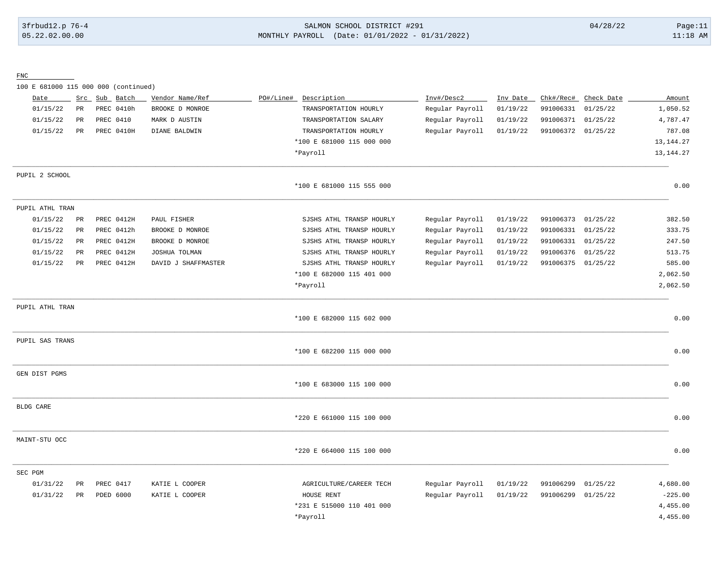FNC

100 E 681000 115 000 000 (continued)

| Date | Src | Sub | Batch | Vendor Name/Ref | PO#/Line# | Description | Inv#/Desc2 | Inv Date | Chk#/Rec# | Check Date | Amount |
|---|---|---|---|---|---|---|---|---|---|---|---|
| 01/15/22 | PR | PREC | 0410h | BROOKE D MONROE | | TRANSPORTATION HOURLY | Regular Payroll | 01/19/22 | 991006331 | 01/25/22 | 1,050.52 |
| 01/15/22 | PR | PREC | 0410 | MARK D AUSTIN | | TRANSPORTATION SALARY | Regular Payroll | 01/19/22 | 991006371 | 01/25/22 | 4,787.47 |
| 01/15/22 | PR | PREC | 0410H | DIANE BALDWIN | | TRANSPORTATION HOURLY | Regular Payroll | 01/19/22 | 991006372 | 01/25/22 | 787.08 |
| | | | | | | *100 E 681000 115 000 000 | | | | | 13,144.27 |
| | | | | | | *Payroll | | | | | 13,144.27 |

PUPIL 2 SCHOOL

| | | | | | | | | | | | |
|---|---|---|---|---|---|---|---|---|---|---|---|
| | | | | | | *100 E 681000 115 555 000 | | | | | 0.00 |

PUPIL ATHL TRAN

| Date | Src | Sub | Batch | Vendor Name/Ref | PO#/Line# | Description | Inv#/Desc2 | Inv Date | Chk#/Rec# | Check Date | Amount |
|---|---|---|---|---|---|---|---|---|---|---|---|
| 01/15/22 | PR | PREC | 0412H | PAUL FISHER | | SJSHS ATHL TRANSP HOURLY | Regular Payroll | 01/19/22 | 991006373 | 01/25/22 | 382.50 |
| 01/15/22 | PR | PREC | 0412h | BROOKE D MONROE | | SJSHS ATHL TRANSP HOURLY | Regular Payroll | 01/19/22 | 991006331 | 01/25/22 | 333.75 |
| 01/15/22 | PR | PREC | 0412H | BROOKE D MONROE | | SJSHS ATHL TRANSP HOURLY | Regular Payroll | 01/19/22 | 991006331 | 01/25/22 | 247.50 |
| 01/15/22 | PR | PREC | 0412H | JOSHUA TOLMAN | | SJSHS ATHL TRANSP HOURLY | Regular Payroll | 01/19/22 | 991006376 | 01/25/22 | 513.75 |
| 01/15/22 | PR | PREC | 0412H | DAVID J SHAFFMASTER | | SJSHS ATHL TRANSP HOURLY | Regular Payroll | 01/19/22 | 991006375 | 01/25/22 | 585.00 |
| | | | | | | *100 E 682000 115 401 000 | | | | | 2,062.50 |
| | | | | | | *Payroll | | | | | 2,062.50 |

PUPIL ATHL TRAN

| | | | | | | | | | | | |
|---|---|---|---|---|---|---|---|---|---|---|---|
| | | | | | | *100 E 682000 115 602 000 | | | | | 0.00 |

PUPIL SAS TRANS

| | | | | | | | | | | | |
|---|---|---|---|---|---|---|---|---|---|---|---|
| | | | | | | *100 E 682200 115 000 000 | | | | | 0.00 |

GEN DIST PGMS

| | | | | | | | | | | | |
|---|---|---|---|---|---|---|---|---|---|---|---|
| | | | | | | *100 E 683000 115 100 000 | | | | | 0.00 |

BLDG CARE

| | | | | | | | | | | | |
|---|---|---|---|---|---|---|---|---|---|---|---|
| | | | | | | *220 E 661000 115 100 000 | | | | | 0.00 |

MAINT-STU OCC

| | | | | | | | | | | | |
|---|---|---|---|---|---|---|---|---|---|---|---|
| | | | | | | *220 E 664000 115 100 000 | | | | | 0.00 |

SEC PGM

| Date | Src | Sub | Batch | Vendor Name/Ref | PO#/Line# | Description | Inv#/Desc2 | Inv Date | Chk#/Rec# | Check Date | Amount |
|---|---|---|---|---|---|---|---|---|---|---|---|
| 01/31/22 | PR | PREC | 0417 | KATIE L COOPER | | AGRICULTURE/CAREER TECH | Regular Payroll | 01/19/22 | 991006299 | 01/25/22 | 4,680.00 |
| 01/31/22 | PR | PDED | 6000 | KATIE L COOPER | | HOUSE RENT | Regular Payroll | 01/19/22 | 991006299 | 01/25/22 | -225.00 |
| | | | | | | *231 E 515000 110 401 000 | | | | | 4,455.00 |
| | | | | | | *Payroll | | | | | 4,455.00 |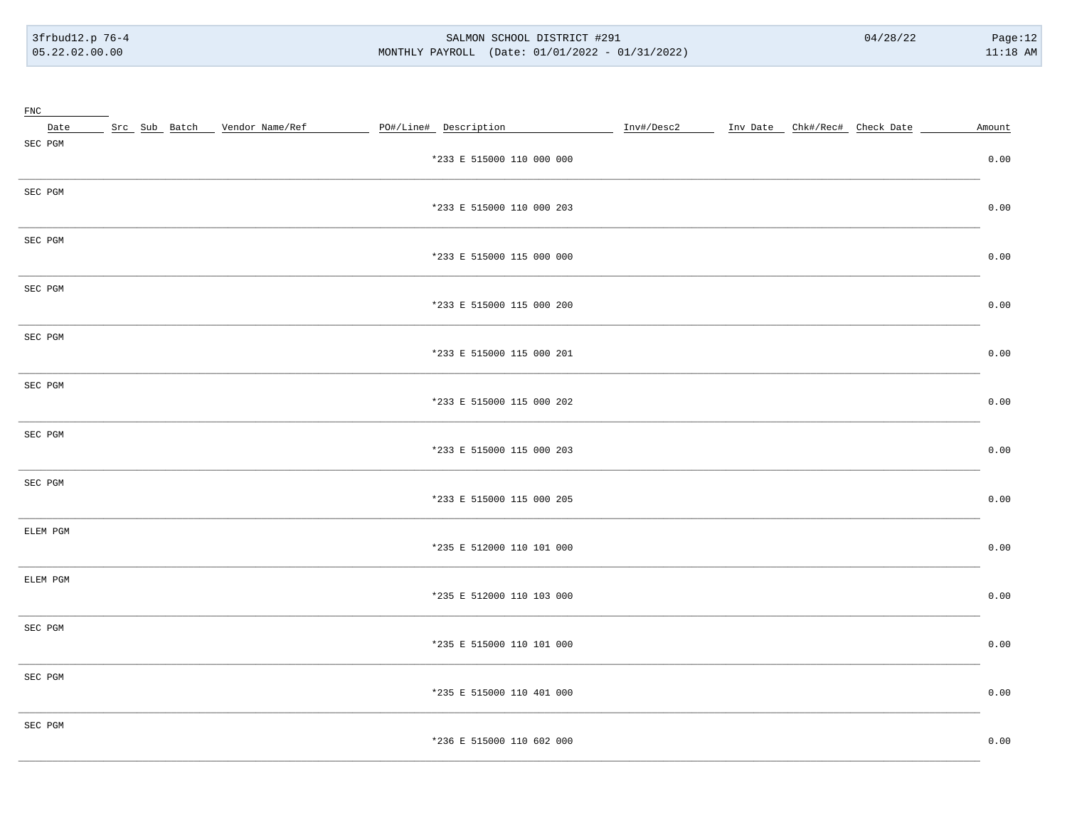| FNC | | | | | | | | | | | |
|---|---|---|---|---|---|---|---|---|---|---|---|
| Date | Src | Sub | Batch | Vendor Name/Ref | PO#/Line# | Description | Inv#/Desc2 | Inv Date | Chk#/Rec# | Check Date | Amount |
| SEC PGM | | | | | | | | | | | |
| | | | | | | *233 E 515000 110 000 000 | | | | | 0.00 |
| SEC PGM | | | | | | | | | | | |
| | | | | | | *233 E 515000 110 000 203 | | | | | 0.00 |
| SEC PGM | | | | | | | | | | | |
| | | | | | | *233 E 515000 115 000 000 | | | | | 0.00 |
| SEC PGM | | | | | | | | | | | |
| | | | | | | *233 E 515000 115 000 200 | | | | | 0.00 |
| SEC PGM | | | | | | | | | | | |
| | | | | | | *233 E 515000 115 000 201 | | | | | 0.00 |
| SEC PGM | | | | | | | | | | | |
| | | | | | | *233 E 515000 115 000 202 | | | | | 0.00 |
| SEC PGM | | | | | | | | | | | |
| | | | | | | *233 E 515000 115 000 203 | | | | | 0.00 |
| SEC PGM | | | | | | | | | | | |
| | | | | | | *233 E 515000 115 000 205 | | | | | 0.00 |
| ELEM PGM | | | | | | | | | | | |
| | | | | | | *235 E 512000 110 101 000 | | | | | 0.00 |
| ELEM PGM | | | | | | | | | | | |
| | | | | | | *235 E 512000 110 103 000 | | | | | 0.00 |
| SEC PGM | | | | | | | | | | | |
| | | | | | | *235 E 515000 110 101 000 | | | | | 0.00 |
| SEC PGM | | | | | | | | | | | |
| | | | | | | *235 E 515000 110 401 000 | | | | | 0.00 |
| SEC PGM | | | | | | | | | | | |
| | | | | | | *236 E 515000 110 602 000 | | | | | 0.00 |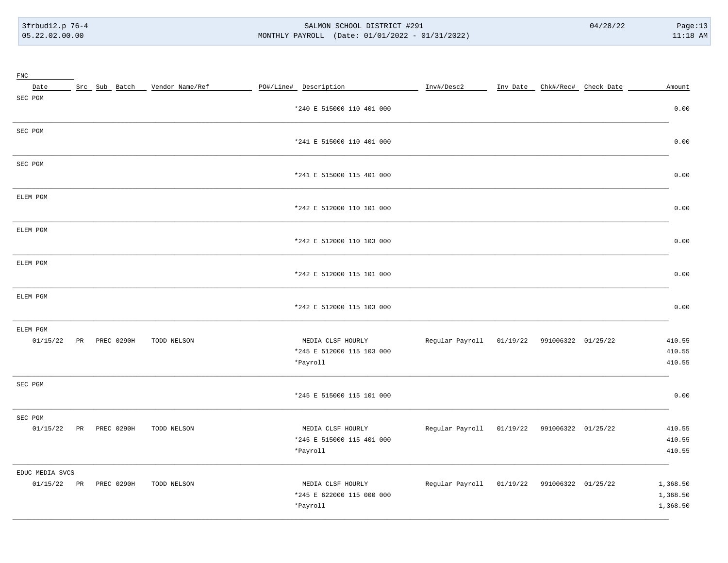| FNC | | | | | | | | | | | |
|---|---|---|---|---|---|---|---|---|---|---|---|
| Date | Src | Sub | Batch | Vendor Name/Ref | PO#/Line# | Description | Inv#/Desc2 | Inv Date | Chk#/Rec# | Check Date | Amount |
| SEC PGM | | | | | | | | | | | |
| | | | | | | *240 E 515000 110 401 000 | | | | | 0.00 |
| SEC PGM | | | | | | | | | | | |
| | | | | | | *241 E 515000 110 401 000 | | | | | 0.00 |
| SEC PGM | | | | | | | | | | | |
| | | | | | | *241 E 515000 115 401 000 | | | | | 0.00 |
| ELEM PGM | | | | | | | | | | | |
| | | | | | | *242 E 512000 110 101 000 | | | | | 0.00 |
| ELEM PGM | | | | | | | | | | | |
| | | | | | | *242 E 512000 110 103 000 | | | | | 0.00 |
| ELEM PGM | | | | | | | | | | | |
| | | | | | | *242 E 512000 115 101 000 | | | | | 0.00 |
| ELEM PGM | | | | | | | | | | | |
| | | | | | | *242 E 512000 115 103 000 | | | | | 0.00 |
| ELEM PGM | | | | | | | | | | | |
| 01/15/22 | PR | PREC | 0290H | TODD NELSON | | MEDIA CLSF HOURLY | Regular Payroll | 01/19/22 | 991006322 | 01/25/22 | 410.55 |
| | | | | | | *245 E 512000 115 103 000 | | | | | 410.55 |
| | | | | | | *Payroll | | | | | 410.55 |
| SEC PGM | | | | | | | | | | | |
| | | | | | | *245 E 515000 115 101 000 | | | | | 0.00 |
| SEC PGM | | | | | | | | | | | |
| 01/15/22 | PR | PREC | 0290H | TODD NELSON | | MEDIA CLSF HOURLY | Regular Payroll | 01/19/22 | 991006322 | 01/25/22 | 410.55 |
| | | | | | | *245 E 515000 115 401 000 | | | | | 410.55 |
| | | | | | | *Payroll | | | | | 410.55 |
| EDUC MEDIA SVCS | | | | | | | | | | | |
| 01/15/22 | PR | PREC | 0290H | TODD NELSON | | MEDIA CLSF HOURLY | Regular Payroll | 01/19/22 | 991006322 | 01/25/22 | 1,368.50 |
| | | | | | | *245 E 622000 115 000 000 | | | | | 1,368.50 |
| | | | | | | *Payroll | | | | | 1,368.50 |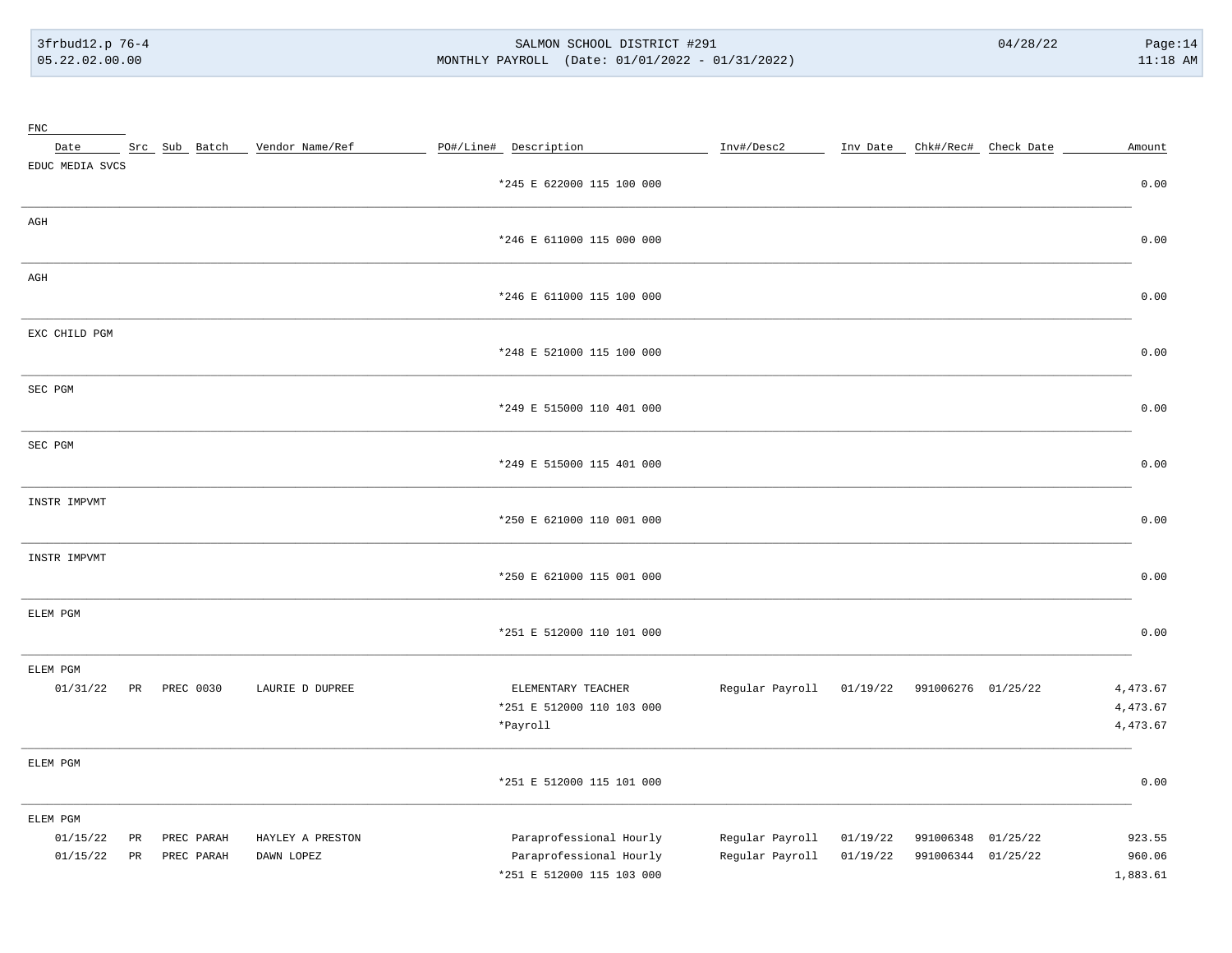| Date | Src | Sub | Batch | Vendor Name/Ref | PO#/Line# | Description | Inv#/Desc2 | Inv Date | Chk#/Rec# | Check Date | Amount |
|---|---|---|---|---|---|---|---|---|---|---|---|
| **EDUC MEDIA SVCS** | | | | | | | | | | | |
| | | | | | | *245 E 622000 115 100 000 | | | | | 0.00 |
| **AGH** | | | | | | | | | | | |
| | | | | | | *246 E 611000 115 000 000 | | | | | 0.00 |
| **AGH** | | | | | | | | | | | |
| | | | | | | *246 E 611000 115 100 000 | | | | | 0.00 |
| **EXC CHILD PGM** | | | | | | | | | | | |
| | | | | | | *248 E 521000 115 100 000 | | | | | 0.00 |
| **SEC PGM** | | | | | | | | | | | |
| | | | | | | *249 E 515000 110 401 000 | | | | | 0.00 |
| **SEC PGM** | | | | | | | | | | | |
| | | | | | | *249 E 515000 115 401 000 | | | | | 0.00 |
| **INSTR IMPVMT** | | | | | | | | | | | |
| | | | | | | *250 E 621000 110 001 000 | | | | | 0.00 |
| **INSTR IMPVMT** | | | | | | | | | | | |
| | | | | | | *250 E 621000 115 001 000 | | | | | 0.00 |
| **ELEM PGM** | | | | | | | | | | | |
| | | | | | | *251 E 512000 110 101 000 | | | | | 0.00 |
| **ELEM PGM** | | | | | | | | | | | |
| 01/31/22 | PR | PREC | 0030 | LAURIE D DUPREE | | ELEMENTARY TEACHER | Regular Payroll | 01/19/22 | 991006276 | 01/25/22 | 4,473.67 |
| | | | | | | *251 E 512000 110 103 000 | | | | | 4,473.67 |
| | | | | | | *Payroll | | | | | 4,473.67 |
| **ELEM PGM** | | | | | | | | | | | |
| | | | | | | *251 E 512000 115 101 000 | | | | | 0.00 |
| **ELEM PGM** | | | | | | | | | | | |
| 01/15/22 | PR | PREC | PARAH | HAYLEY A PRESTON | | Paraprofessional Hourly | Regular Payroll | 01/19/22 | 991006348 | 01/25/22 | 923.55 |
| 01/15/22 | PR | PREC | PARAH | DAWN LOPEZ | | Paraprofessional Hourly | Regular Payroll | 01/19/22 | 991006344 | 01/25/22 | 960.06 |
| | | | | | | *251 E 512000 115 103 000 | | | | | 1,883.61 |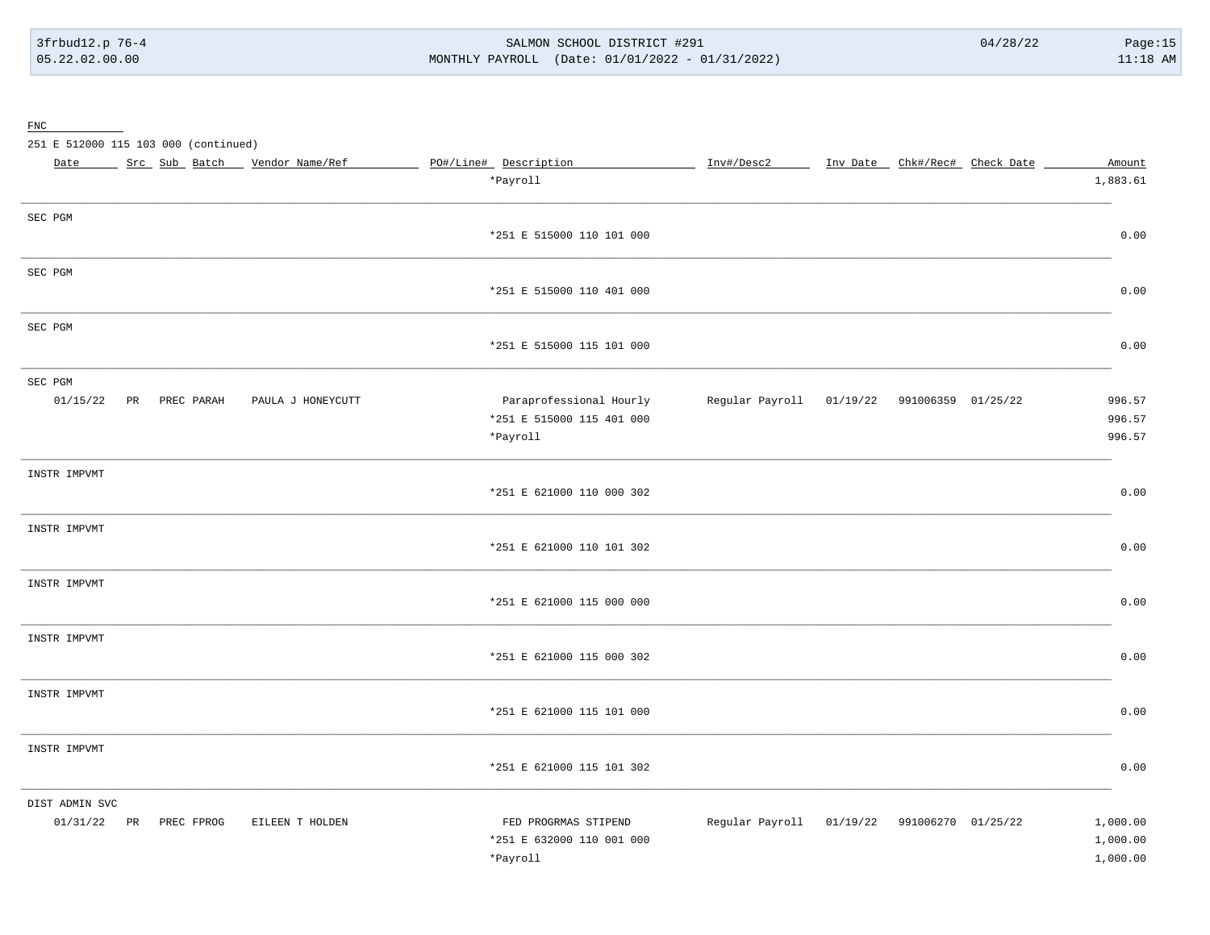FNC

251 E 512000 115 103 000 (continued)

| Date | Src | Sub | Batch | Vendor Name/Ref | PO#/Line# | Description | Inv#/Desc2 | Inv Date | Chk#/Rec# | Check Date | Amount |
|---|---|---|---|---|---|---|---|---|---|---|---|
| | | | | | | *Payroll | | | | | 1,883.61 |
| SEC PGM | | | | | | | | | | | |
| | | | | | | *251 E 515000 110 101 000 | | | | | 0.00 |
| SEC PGM | | | | | | | | | | | |
| | | | | | | *251 E 515000 110 401 000 | | | | | 0.00 |
| SEC PGM | | | | | | | | | | | |
| | | | | | | *251 E 515000 115 101 000 | | | | | 0.00 |
| SEC PGM | | | | | | | | | | | |
| 01/15/22 | PR | PREC | PARAH | PAULA J HONEYCUTT | | Paraprofessional Hourly | Regular Payroll | 01/19/22 | 991006359 | 01/25/22 | 996.57 |
| | | | | | | *251 E 515000 115 401 000 | | | | | 996.57 |
| | | | | | | *Payroll | | | | | 996.57 |
| INSTR IMPVMT | | | | | | | | | | | |
| | | | | | | *251 E 621000 110 000 302 | | | | | 0.00 |
| INSTR IMPVMT | | | | | | | | | | | |
| | | | | | | *251 E 621000 110 101 302 | | | | | 0.00 |
| INSTR IMPVMT | | | | | | | | | | | |
| | | | | | | *251 E 621000 115 000 000 | | | | | 0.00 |
| INSTR IMPVMT | | | | | | | | | | | |
| | | | | | | *251 E 621000 115 000 302 | | | | | 0.00 |
| INSTR IMPVMT | | | | | | | | | | | |
| | | | | | | *251 E 621000 115 101 000 | | | | | 0.00 |
| INSTR IMPVMT | | | | | | | | | | | |
| | | | | | | *251 E 621000 115 101 302 | | | | | 0.00 |
| DIST ADMIN SVC | | | | | | | | | | | |
| 01/31/22 | PR | PREC | FPROG | EILEEN T HOLDEN | | FED PROGRMAS STIPEND | Regular Payroll | 01/19/22 | 991006270 | 01/25/22 | 1,000.00 |
| | | | | | | *251 E 632000 110 001 000 | | | | | 1,000.00 |
| | | | | | | *Payroll | | | | | 1,000.00 |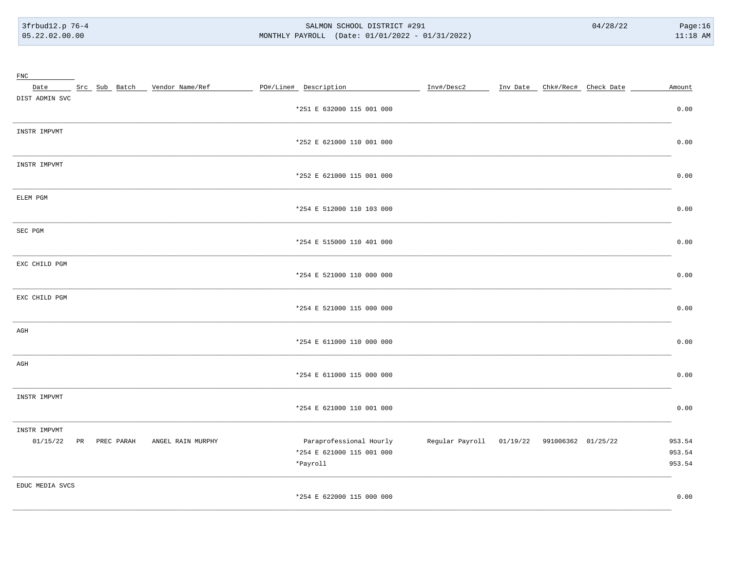| FNC | | | | | | | | | | | |
|---|---|---|---|---|---|---|---|---|---|---|---|
| Date | Src | Sub | Batch | Vendor Name/Ref | PO#/Line# | Description | Inv#/Desc2 | Inv Date | Chk#/Rec# | Check Date | Amount |
| DIST ADMIN SVC | | | | | | | | | | | |
| | | | | | | *251 E 632000 115 001 000 | | | | | 0.00 |
| INSTR IMPVMT | | | | | | | | | | | |
| | | | | | | *252 E 621000 110 001 000 | | | | | 0.00 |
| INSTR IMPVMT | | | | | | | | | | | |
| | | | | | | *252 E 621000 115 001 000 | | | | | 0.00 |
| ELEM PGM | | | | | | | | | | | |
| | | | | | | *254 E 512000 110 103 000 | | | | | 0.00 |
| SEC PGM | | | | | | | | | | | |
| | | | | | | *254 E 515000 110 401 000 | | | | | 0.00 |
| EXC CHILD PGM | | | | | | | | | | | |
| | | | | | | *254 E 521000 110 000 000 | | | | | 0.00 |
| EXC CHILD PGM | | | | | | | | | | | |
| | | | | | | *254 E 521000 115 000 000 | | | | | 0.00 |
| AGH | | | | | | | | | | | |
| | | | | | | *254 E 611000 110 000 000 | | | | | 0.00 |
| AGH | | | | | | | | | | | |
| | | | | | | *254 E 611000 115 000 000 | | | | | 0.00 |
| INSTR IMPVMT | | | | | | | | | | | |
| | | | | | | *254 E 621000 110 001 000 | | | | | 0.00 |
| INSTR IMPVMT | | | | | | | | | | | |
| 01/15/22 | PR | PREC | PARAH | ANGEL RAIN MURPHY | | Paraprofessional Hourly | Regular Payroll | 01/19/22 | 991006362 | 01/25/22 | 953.54 |
| | | | | | | *254 E 621000 115 001 000 | | | | | 953.54 |
| | | | | | | *Payroll | | | | | 953.54 |
| EDUC MEDIA SVCS | | | | | | | | | | | |
| | | | | | | *254 E 622000 115 000 000 | | | | | 0.00 |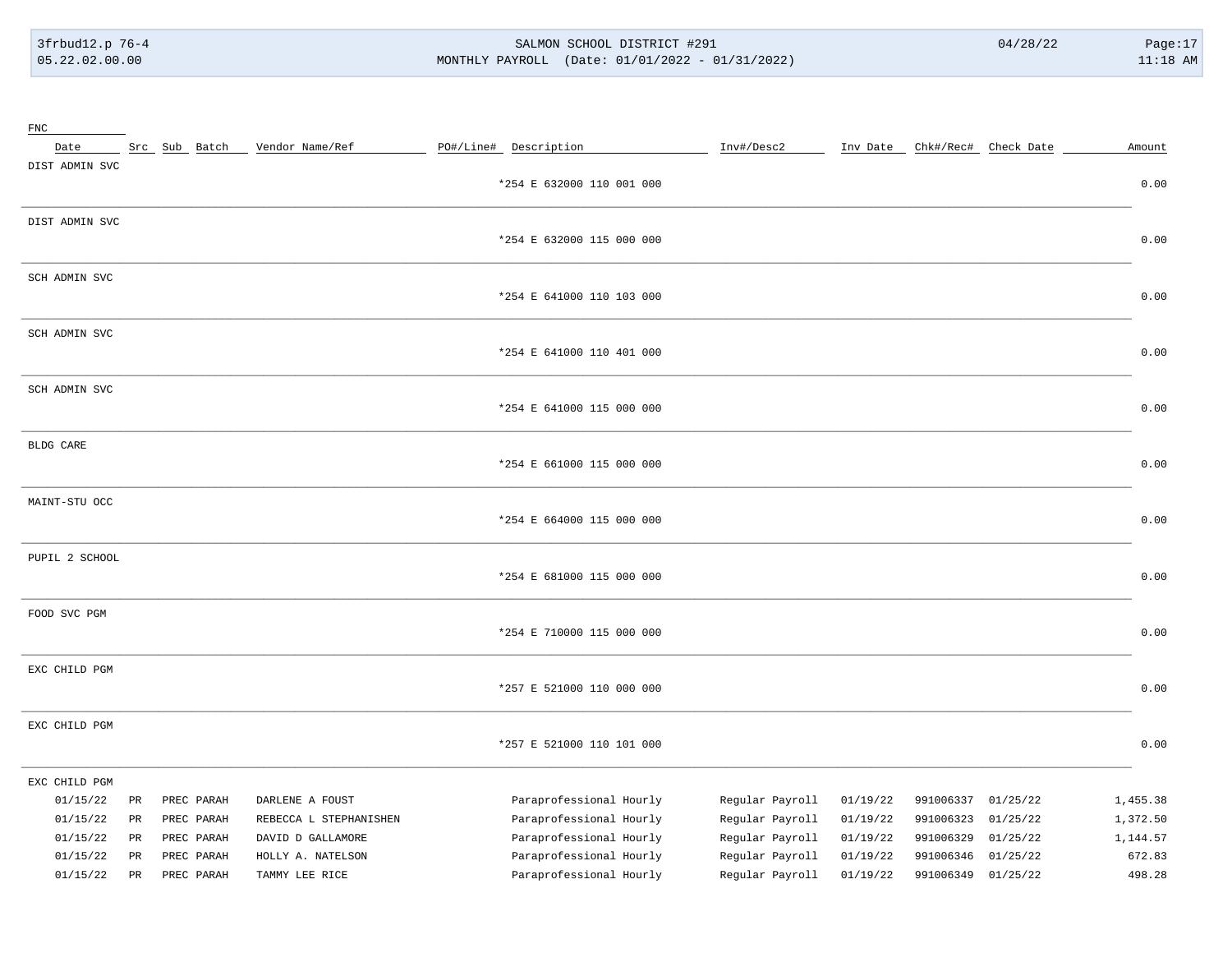| FNC Date | Src | Sub | Batch | Vendor Name/Ref | PO#/Line# | Description | Inv#/Desc2 | Inv Date | Chk#/Rec# | Check Date | Amount |
|---|---|---|---|---|---|---|---|---|---|---|---|
| DIST ADMIN SVC | | | | | | | | | | | |
| | | | | | | *254 E 632000 110 001 000 | | | | | 0.00 |
| DIST ADMIN SVC | | | | | | | | | | | |
| | | | | | | *254 E 632000 115 000 000 | | | | | 0.00 |
| SCH ADMIN SVC | | | | | | | | | | | |
| | | | | | | *254 E 641000 110 103 000 | | | | | 0.00 |
| SCH ADMIN SVC | | | | | | | | | | | |
| | | | | | | *254 E 641000 110 401 000 | | | | | 0.00 |
| SCH ADMIN SVC | | | | | | | | | | | |
| | | | | | | *254 E 641000 115 000 000 | | | | | 0.00 |
| BLDG CARE | | | | | | | | | | | |
| | | | | | | *254 E 661000 115 000 000 | | | | | 0.00 |
| MAINT-STU OCC | | | | | | | | | | | |
| | | | | | | *254 E 664000 115 000 000 | | | | | 0.00 |
| PUPIL 2 SCHOOL | | | | | | | | | | | |
| | | | | | | *254 E 681000 115 000 000 | | | | | 0.00 |
| FOOD SVC PGM | | | | | | | | | | | |
| | | | | | | *254 E 710000 115 000 000 | | | | | 0.00 |
| EXC CHILD PGM | | | | | | | | | | | |
| | | | | | | *257 E 521000 110 000 000 | | | | | 0.00 |
| EXC CHILD PGM | | | | | | | | | | | |
| | | | | | | *257 E 521000 110 101 000 | | | | | 0.00 |
| EXC CHILD PGM | | | | | | | | | | | |
| 01/15/22 | PR | PREC | PARAH | DARLENE A FOUST | | Paraprofessional Hourly | Regular Payroll | 01/19/22 | 991006337 | 01/25/22 | 1,455.38 |
| 01/15/22 | PR | PREC | PARAH | REBECCA L STEPHANISHEN | | Paraprofessional Hourly | Regular Payroll | 01/19/22 | 991006323 | 01/25/22 | 1,372.50 |
| 01/15/22 | PR | PREC | PARAH | DAVID D GALLAMORE | | Paraprofessional Hourly | Regular Payroll | 01/19/22 | 991006329 | 01/25/22 | 1,144.57 |
| 01/15/22 | PR | PREC | PARAH | HOLLY A. NATELSON | | Paraprofessional Hourly | Regular Payroll | 01/19/22 | 991006346 | 01/25/22 | 672.83 |
| 01/15/22 | PR | PREC | PARAH | TAMMY LEE RICE | | Paraprofessional Hourly | Regular Payroll | 01/19/22 | 991006349 | 01/25/22 | 498.28 |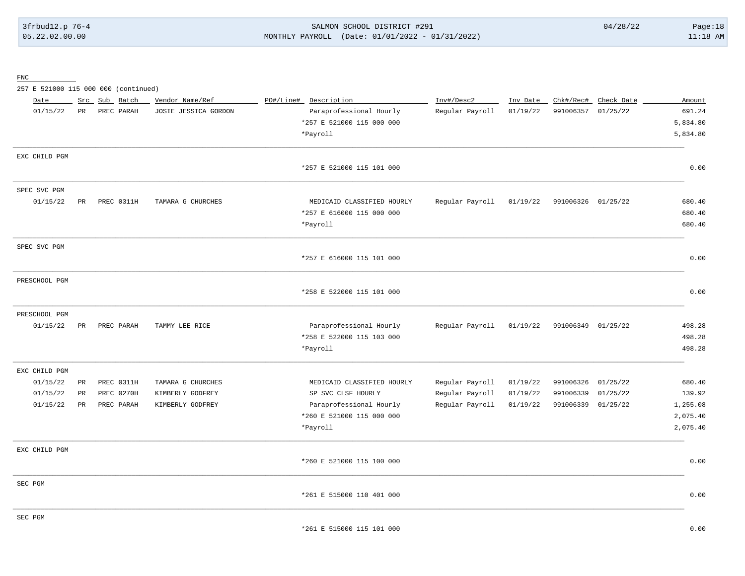FNC

257 E 521000 115 000 000 (continued)

| Date | Src | Sub | Batch | Vendor Name/Ref | PO#/Line# | Description | Inv#/Desc2 | Inv Date | Chk#/Rec# | Check Date | Amount |
|---|---|---|---|---|---|---|---|---|---|---|---|
| 01/15/22 | PR | PREC | PARAH | JOSIE JESSICA GORDON | | Paraprofessional Hourly | Regular Payroll | 01/19/22 | 991006357 | 01/25/22 | 691.24 |
| | | | | | | *257 E 521000 115 000 000 | | | | | 5,834.80 |
| | | | | | | *Payroll | | | | | 5,834.80 |

EXC CHILD PGM

| Date | Src | Sub | Batch | Vendor Name/Ref | PO#/Line# | Description | Inv#/Desc2 | Inv Date | Chk#/Rec# | Check Date | Amount |
|---|---|---|---|---|---|---|---|---|---|---|---|
| | | | | | | *257 E 521000 115 101 000 | | | | | 0.00 |

SPEC SVC PGM

| Date | Src | Sub | Batch | Vendor Name/Ref | PO#/Line# | Description | Inv#/Desc2 | Inv Date | Chk#/Rec# | Check Date | Amount |
|---|---|---|---|---|---|---|---|---|---|---|---|
| 01/15/22 | PR | PREC | 0311H | TAMARA G CHURCHES | | MEDICAID CLASSIFIED HOURLY | Regular Payroll | 01/19/22 | 991006326 | 01/25/22 | 680.40 |
| | | | | | | *257 E 616000 115 000 000 | | | | | 680.40 |
| | | | | | | *Payroll | | | | | 680.40 |

SPEC SVC PGM

| Date | Src | Sub | Batch | Vendor Name/Ref | PO#/Line# | Description | Inv#/Desc2 | Inv Date | Chk#/Rec# | Check Date | Amount |
|---|---|---|---|---|---|---|---|---|---|---|---|
| | | | | | | *257 E 616000 115 101 000 | | | | | 0.00 |

PRESCHOOL PGM

| Date | Src | Sub | Batch | Vendor Name/Ref | PO#/Line# | Description | Inv#/Desc2 | Inv Date | Chk#/Rec# | Check Date | Amount |
|---|---|---|---|---|---|---|---|---|---|---|---|
| | | | | | | *258 E 522000 115 101 000 | | | | | 0.00 |

PRESCHOOL PGM

| Date | Src | Sub | Batch | Vendor Name/Ref | PO#/Line# | Description | Inv#/Desc2 | Inv Date | Chk#/Rec# | Check Date | Amount |
|---|---|---|---|---|---|---|---|---|---|---|---|
| 01/15/22 | PR | PREC | PARAH | TAMMY LEE RICE | | Paraprofessional Hourly | Regular Payroll | 01/19/22 | 991006349 | 01/25/22 | 498.28 |
| | | | | | | *258 E 522000 115 103 000 | | | | | 498.28 |
| | | | | | | *Payroll | | | | | 498.28 |

EXC CHILD PGM

| Date | Src | Sub | Batch | Vendor Name/Ref | PO#/Line# | Description | Inv#/Desc2 | Inv Date | Chk#/Rec# | Check Date | Amount |
|---|---|---|---|---|---|---|---|---|---|---|---|
| 01/15/22 | PR | PREC | 0311H | TAMARA G CHURCHES | | MEDICAID CLASSIFIED HOURLY | Regular Payroll | 01/19/22 | 991006326 | 01/25/22 | 680.40 |
| 01/15/22 | PR | PREC | 0270H | KIMBERLY GODFREY | | SP SVC CLSF HOURLY | Regular Payroll | 01/19/22 | 991006339 | 01/25/22 | 139.92 |
| 01/15/22 | PR | PREC | PARAH | KIMBERLY GODFREY | | Paraprofessional Hourly | Regular Payroll | 01/19/22 | 991006339 | 01/25/22 | 1,255.08 |
| | | | | | | *260 E 521000 115 000 000 | | | | | 2,075.40 |
| | | | | | | *Payroll | | | | | 2,075.40 |

EXC CHILD PGM

| Date | Src | Sub | Batch | Vendor Name/Ref | PO#/Line# | Description | Inv#/Desc2 | Inv Date | Chk#/Rec# | Check Date | Amount |
|---|---|---|---|---|---|---|---|---|---|---|---|
| | | | | | | *260 E 521000 115 100 000 | | | | | 0.00 |

SEC PGM

| Date | Src | Sub | Batch | Vendor Name/Ref | PO#/Line# | Description | Inv#/Desc2 | Inv Date | Chk#/Rec# | Check Date | Amount |
|---|---|---|---|---|---|---|---|---|---|---|---|
| | | | | | | *261 E 515000 110 401 000 | | | | | 0.00 |

SEC PGM

| Date | Src | Sub | Batch | Vendor Name/Ref | PO#/Line# | Description | Inv#/Desc2 | Inv Date | Chk#/Rec# | Check Date | Amount |
|---|---|---|---|---|---|---|---|---|---|---|---|
| | | | | | | *261 E 515000 115 101 000 | | | | | 0.00 |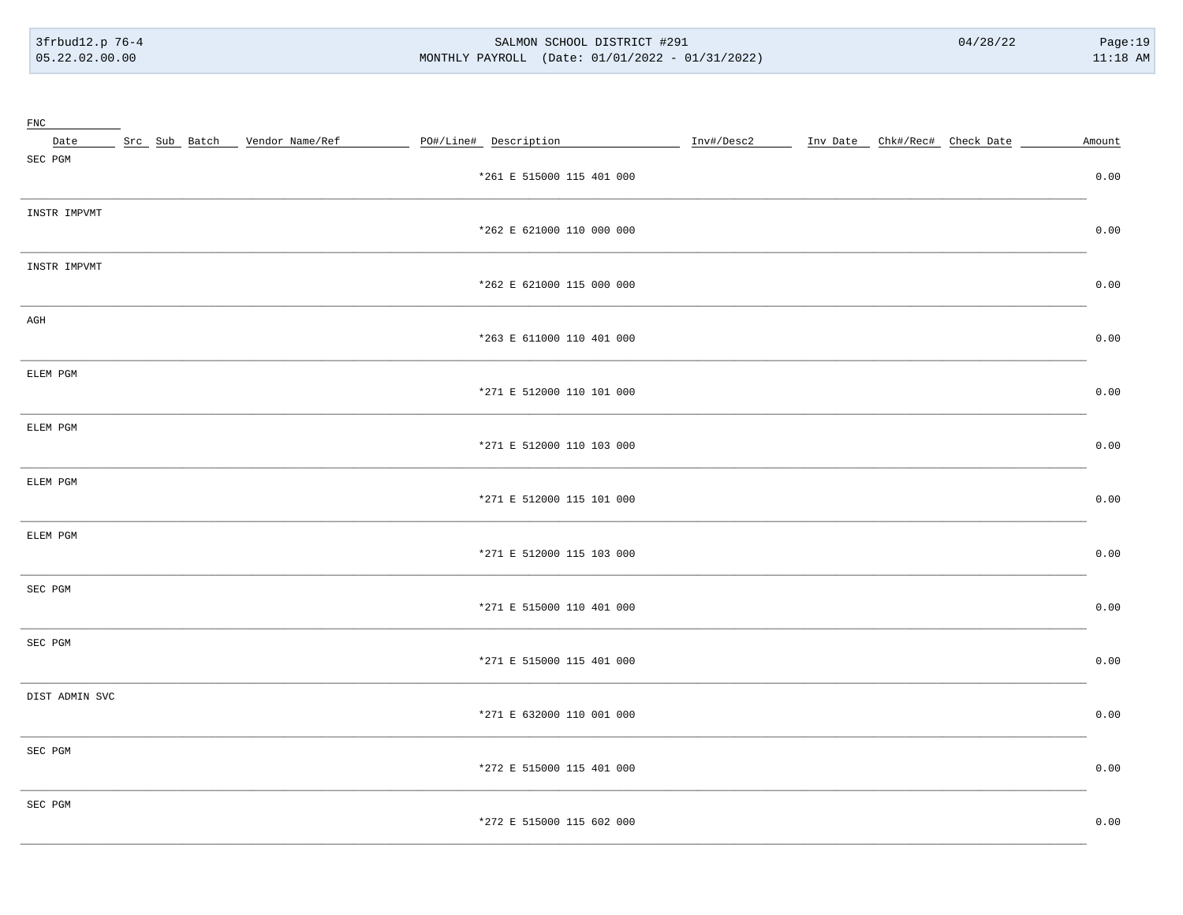| FNC | | | | | | | | | | | |
|---|---|---|---|---|---|---|---|---|---|---|---|
| Date | Src | Sub | Batch | Vendor Name/Ref | PO#/Line# | Description | Inv#/Desc2 | Inv Date | Chk#/Rec# | Check Date | Amount |
| SEC PGM | | | | | | *261 E 515000 115 401 000 | | | | | 0.00 |
| INSTR IMPVMT | | | | | | *262 E 621000 110 000 000 | | | | | 0.00 |
| INSTR IMPVMT | | | | | | *262 E 621000 115 000 000 | | | | | 0.00 |
| AGH | | | | | | *263 E 611000 110 401 000 | | | | | 0.00 |
| ELEM PGM | | | | | | *271 E 512000 110 101 000 | | | | | 0.00 |
| ELEM PGM | | | | | | *271 E 512000 110 103 000 | | | | | 0.00 |
| ELEM PGM | | | | | | *271 E 512000 115 101 000 | | | | | 0.00 |
| ELEM PGM | | | | | | *271 E 512000 115 103 000 | | | | | 0.00 |
| SEC PGM | | | | | | *271 E 515000 110 401 000 | | | | | 0.00 |
| SEC PGM | | | | | | *271 E 515000 115 401 000 | | | | | 0.00 |
| DIST ADMIN SVC | | | | | | *271 E 632000 110 001 000 | | | | | 0.00 |
| SEC PGM | | | | | | *272 E 515000 115 401 000 | | | | | 0.00 |
| SEC PGM | | | | | | *272 E 515000 115 602 000 | | | | | 0.00 |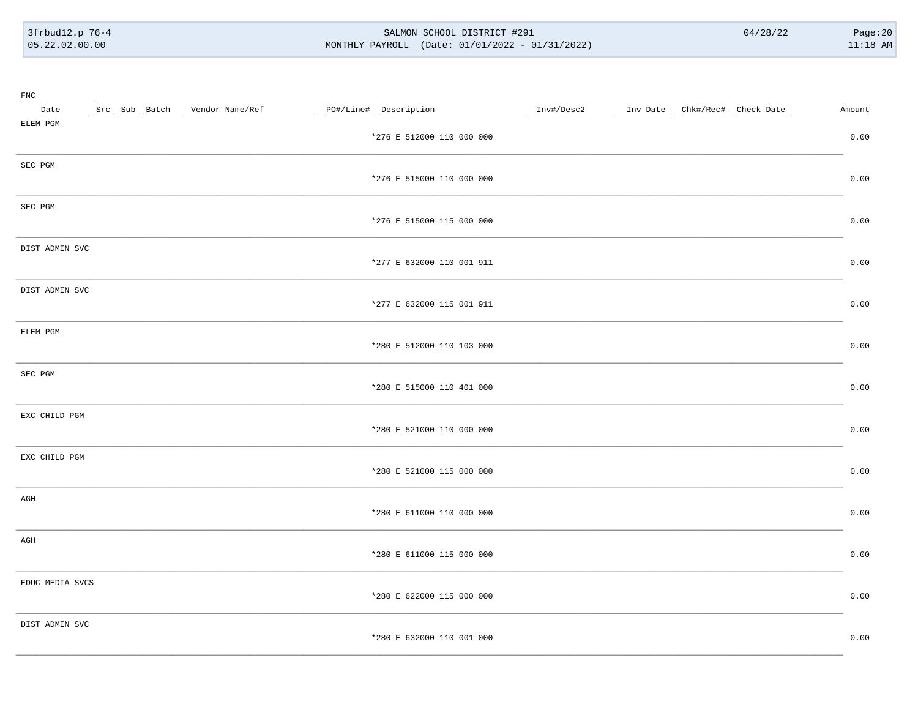| FNC | | | | | | | | | | | |
|---|---|---|---|---|---|---|---|---|---|---|---|
| Date | Src | Sub | Batch | Vendor Name/Ref | PO#/Line# | Description | Inv#/Desc2 | Inv Date | Chk#/Rec# | Check Date | Amount |
| ELEM PGM | | | | | | *276 E 512000 110 000 000 | | | | | 0.00 |
| SEC PGM | | | | | | *276 E 515000 110 000 000 | | | | | 0.00 |
| SEC PGM | | | | | | *276 E 515000 115 000 000 | | | | | 0.00 |
| DIST ADMIN SVC | | | | | | *277 E 632000 110 001 911 | | | | | 0.00 |
| DIST ADMIN SVC | | | | | | *277 E 632000 115 001 911 | | | | | 0.00 |
| ELEM PGM | | | | | | *280 E 512000 110 103 000 | | | | | 0.00 |
| SEC PGM | | | | | | *280 E 515000 110 401 000 | | | | | 0.00 |
| EXC CHILD PGM | | | | | | *280 E 521000 110 000 000 | | | | | 0.00 |
| EXC CHILD PGM | | | | | | *280 E 521000 115 000 000 | | | | | 0.00 |
| AGH | | | | | | *280 E 611000 110 000 000 | | | | | 0.00 |
| AGH | | | | | | *280 E 611000 115 000 000 | | | | | 0.00 |
| EDUC MEDIA SVCS | | | | | | *280 E 622000 115 000 000 | | | | | 0.00 |
| DIST ADMIN SVC | | | | | | *280 E 632000 110 001 000 | | | | | 0.00 |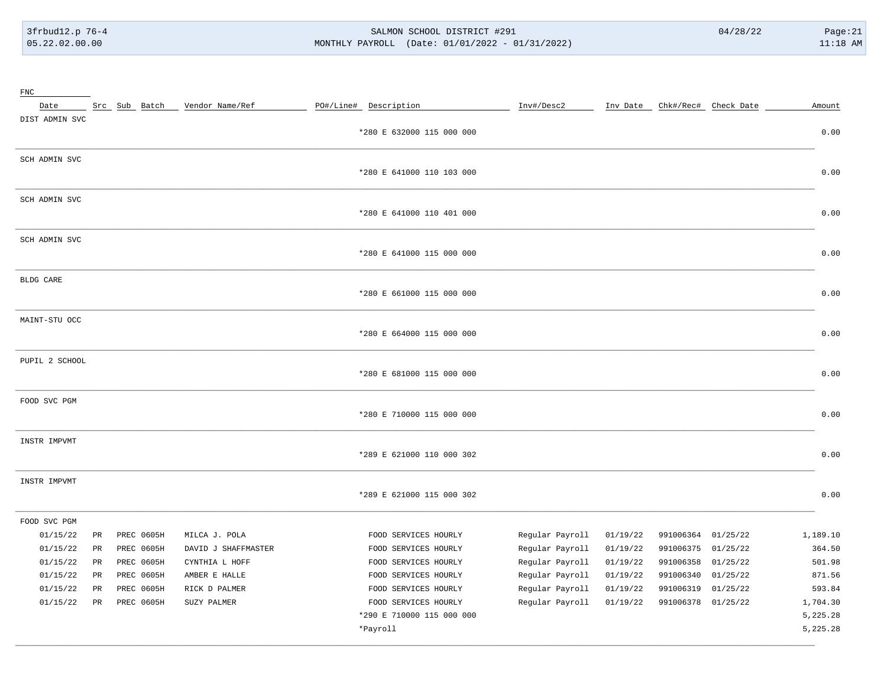| Date | Src | Sub | Batch | Vendor Name/Ref | PO#/Line# | Description | Inv#/Desc2 | Inv Date | Chk#/Rec# | Check Date | Amount |
|---|---|---|---|---|---|---|---|---|---|---|---|
| DIST ADMIN SVC | | | | | | | | | | | |
| | | | | | | *280 E 632000 115 000 000 | | | | | 0.00 |
| SCH ADMIN SVC | | | | | | | | | | | |
| | | | | | | *280 E 641000 110 103 000 | | | | | 0.00 |
| SCH ADMIN SVC | | | | | | | | | | | |
| | | | | | | *280 E 641000 110 401 000 | | | | | 0.00 |
| SCH ADMIN SVC | | | | | | | | | | | |
| | | | | | | *280 E 641000 115 000 000 | | | | | 0.00 |
| BLDG CARE | | | | | | | | | | | |
| | | | | | | *280 E 661000 115 000 000 | | | | | 0.00 |
| MAINT-STU OCC | | | | | | | | | | | |
| | | | | | | *280 E 664000 115 000 000 | | | | | 0.00 |
| PUPIL 2 SCHOOL | | | | | | | | | | | |
| | | | | | | *280 E 681000 115 000 000 | | | | | 0.00 |
| FOOD SVC PGM | | | | | | | | | | | |
| | | | | | | *280 E 710000 115 000 000 | | | | | 0.00 |
| INSTR IMPVMT | | | | | | | | | | | |
| | | | | | | *289 E 621000 110 000 302 | | | | | 0.00 |
| INSTR IMPVMT | | | | | | | | | | | |
| | | | | | | *289 E 621000 115 000 302 | | | | | 0.00 |
| FOOD SVC PGM | | | | | | | | | | | |
| 01/15/22 | PR | PREC | 0605H | MILCA J. POLA | | FOOD SERVICES HOURLY | Regular Payroll | 01/19/22 | 991006364 | 01/25/22 | 1,189.10 |
| 01/15/22 | PR | PREC | 0605H | DAVID J SHAFFMASTER | | FOOD SERVICES HOURLY | Regular Payroll | 01/19/22 | 991006375 | 01/25/22 | 364.50 |
| 01/15/22 | PR | PREC | 0605H | CYNTHIA L HOFF | | FOOD SERVICES HOURLY | Regular Payroll | 01/19/22 | 991006358 | 01/25/22 | 501.98 |
| 01/15/22 | PR | PREC | 0605H | AMBER E HALLE | | FOOD SERVICES HOURLY | Regular Payroll | 01/19/22 | 991006340 | 01/25/22 | 871.56 |
| 01/15/22 | PR | PREC | 0605H | RICK D PALMER | | FOOD SERVICES HOURLY | Regular Payroll | 01/19/22 | 991006319 | 01/25/22 | 593.84 |
| 01/15/22 | PR | PREC | 0605H | SUZY PALMER | | FOOD SERVICES HOURLY | Regular Payroll | 01/19/22 | 991006378 | 01/25/22 | 1,704.30 |
| | | | | | | *290 E 710000 115 000 000 | | | | | 5,225.28 |
| | | | | | | *Payroll | | | | | 5,225.28 |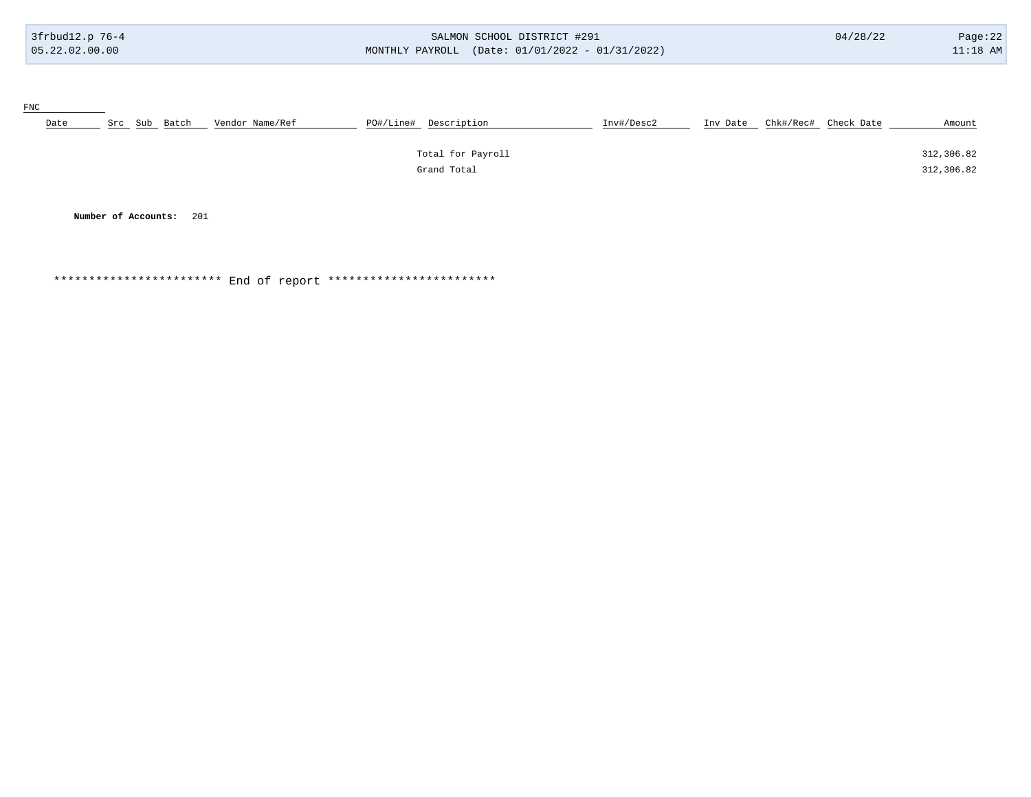FNC

| Date | Src | Sub | Batch | Vendor Name/Ref | PO#/Line# | Description | Inv#/Desc2 | Inv Date | Chk#/Rec# | Check Date | Amount |
|---|---|---|---|---|---|---|---|---|---|---|---|
| | | | | | | Total for Payroll | | | | | 312,306.82 |
| | | | | | | Grand Total | | | | | 312,306.82 |

**Number of Accounts:** 201

************************ End of report ************************